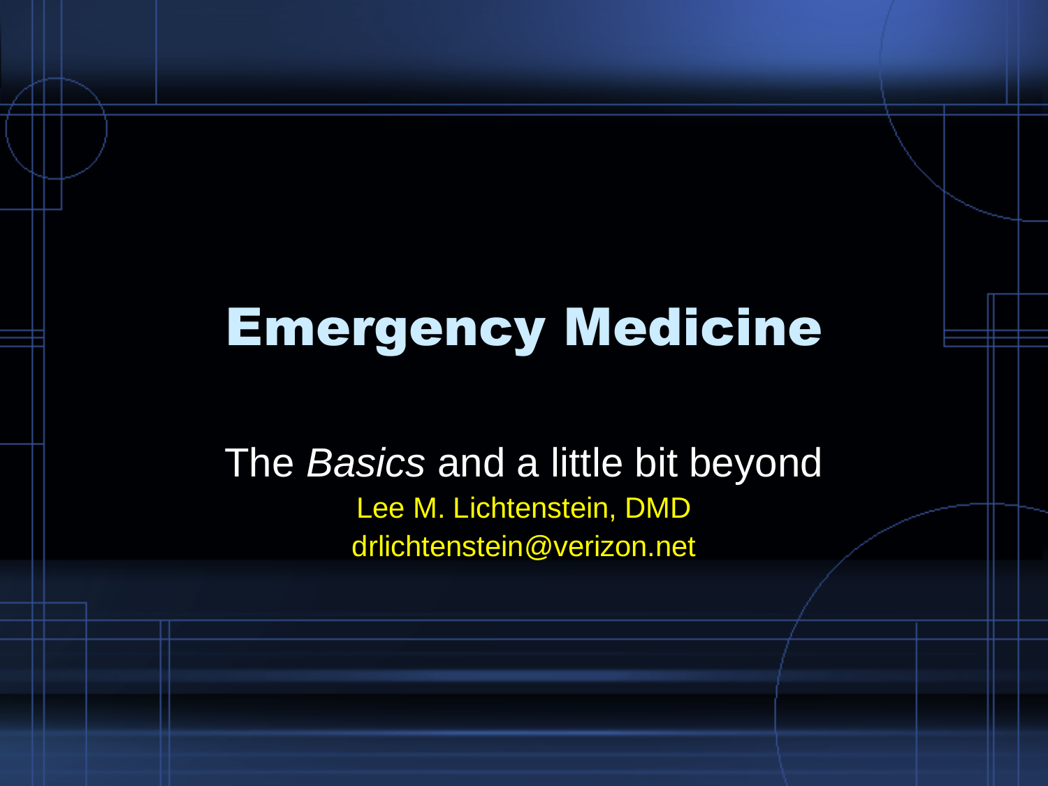# Emergency Medicine

The *Basics* and a little bit beyond

Lee M. Lichtenstein, DMD

drlichtenstein@verizon.net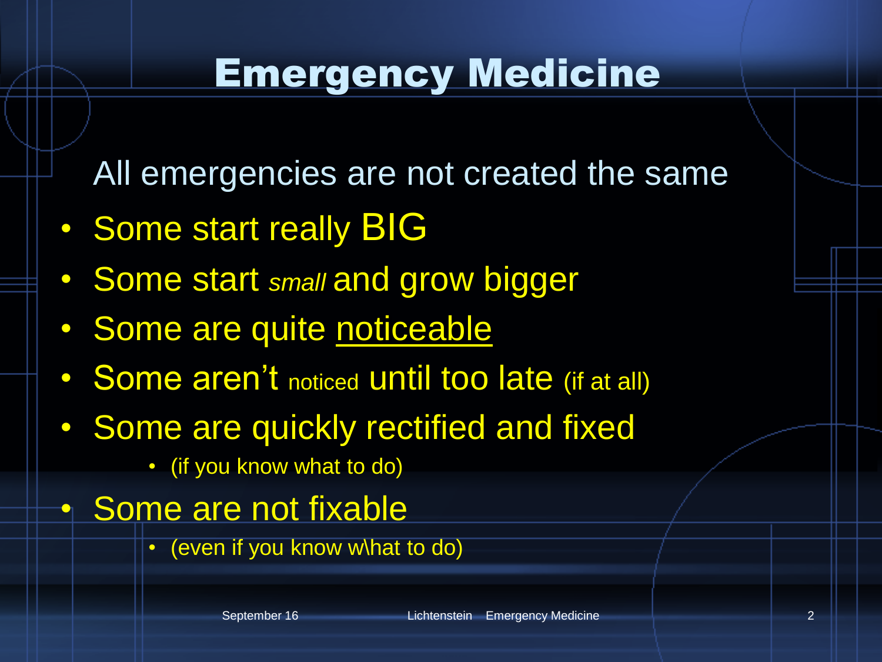# Emergency Medicine

All emergencies are not created the same

- Some start really BIG
- Some start *small* and grow bigger
- Some are quite <u>noticeable</u>
- Some aren't noticed until too late (if at all)
- Some are quickly rectified and fixed
  - (if you know what to do)
- Some are not fixable
  - (even if you know w\hat to do)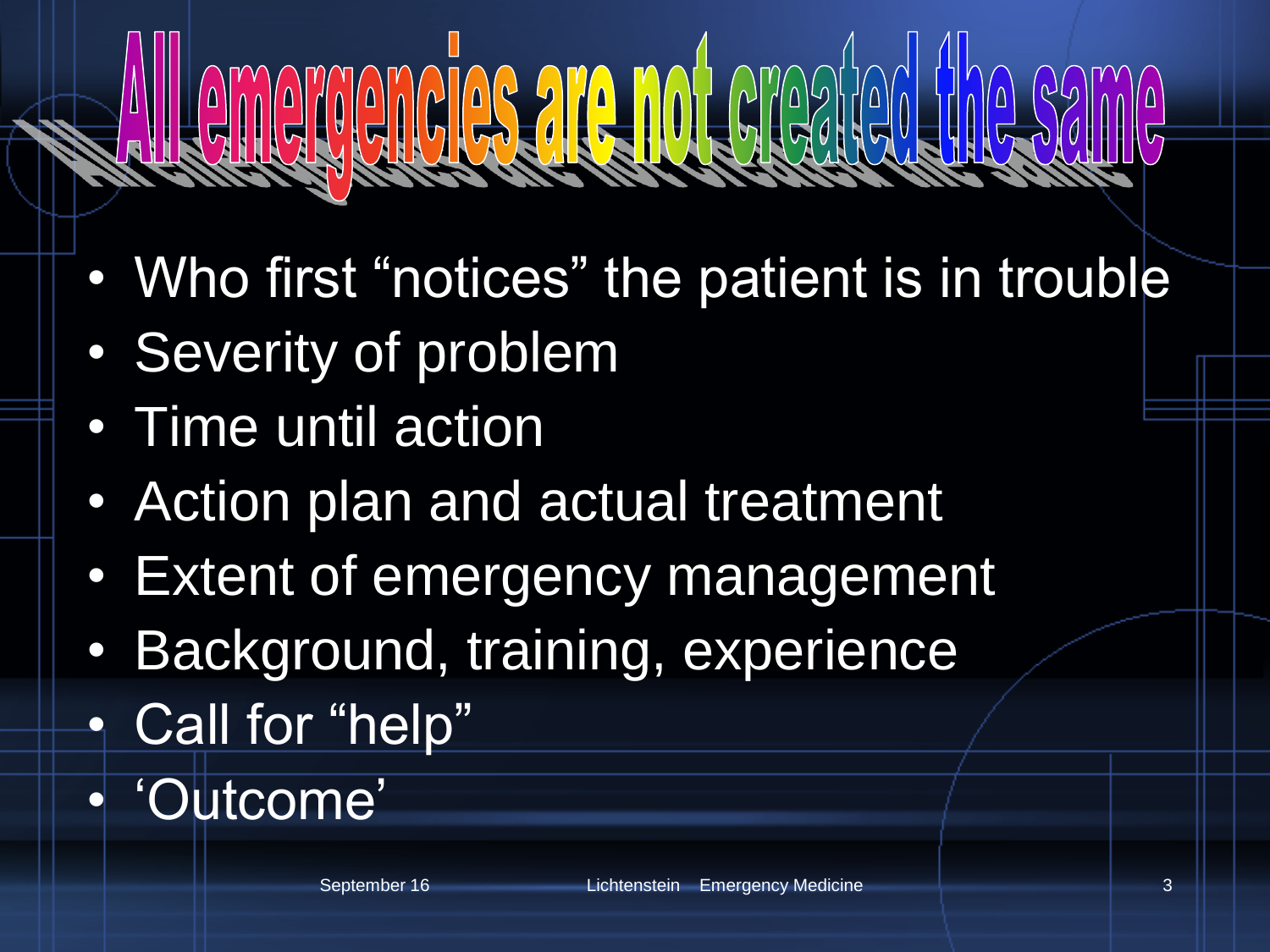# All emergencies are not created the same

- Who first “notices” the patient is in trouble
- Severity of problem
- Time until action
- Action plan and actual treatment
- Extent of emergency management
- Background, training, experience
- Call for “help”
- ‘Outcome’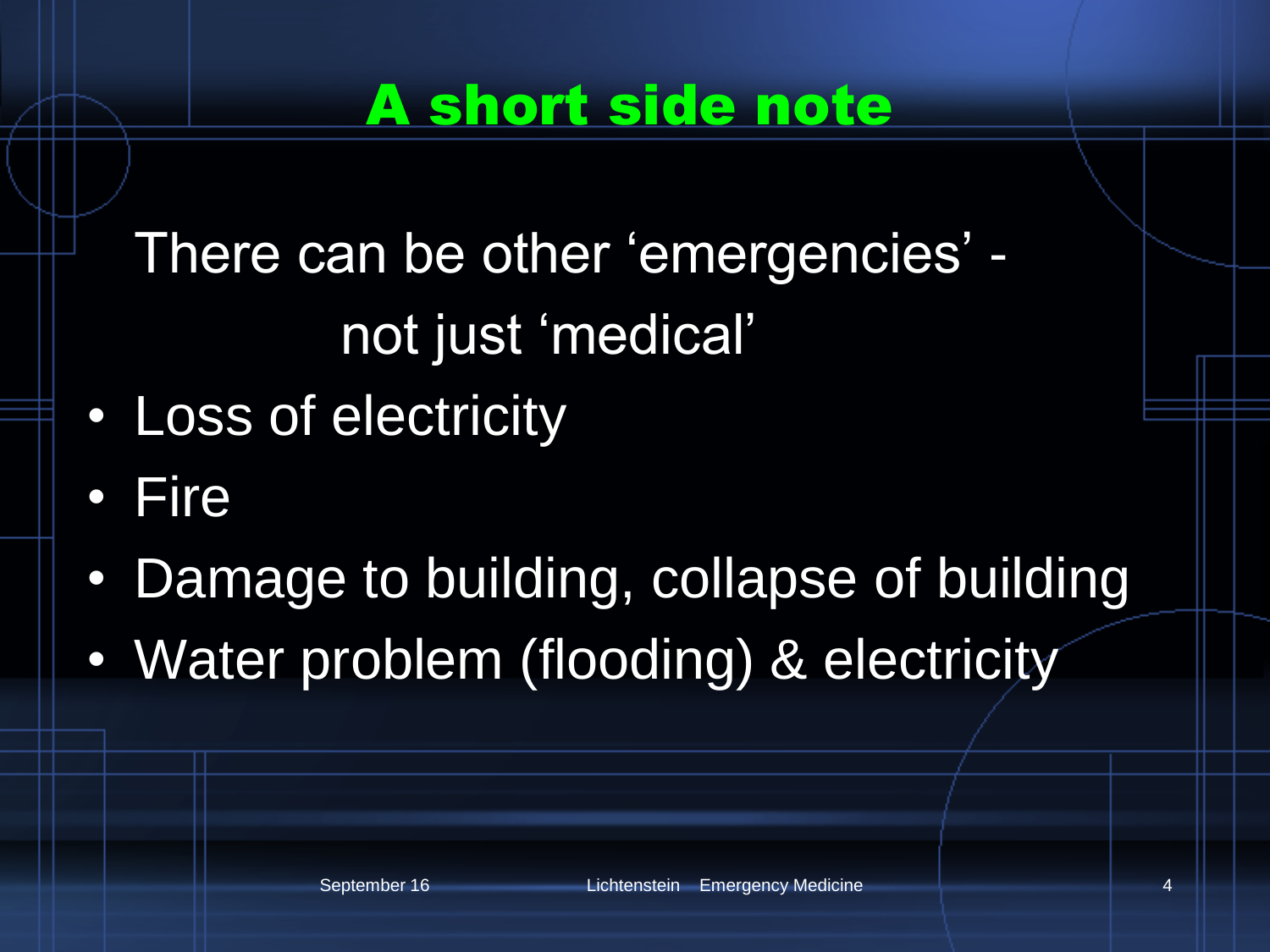# A short side note

There can be other 'emergencies' - not just 'medical'

- Loss of electricity
- Fire
- Damage to building, collapse of building
- Water problem (flooding) & electricity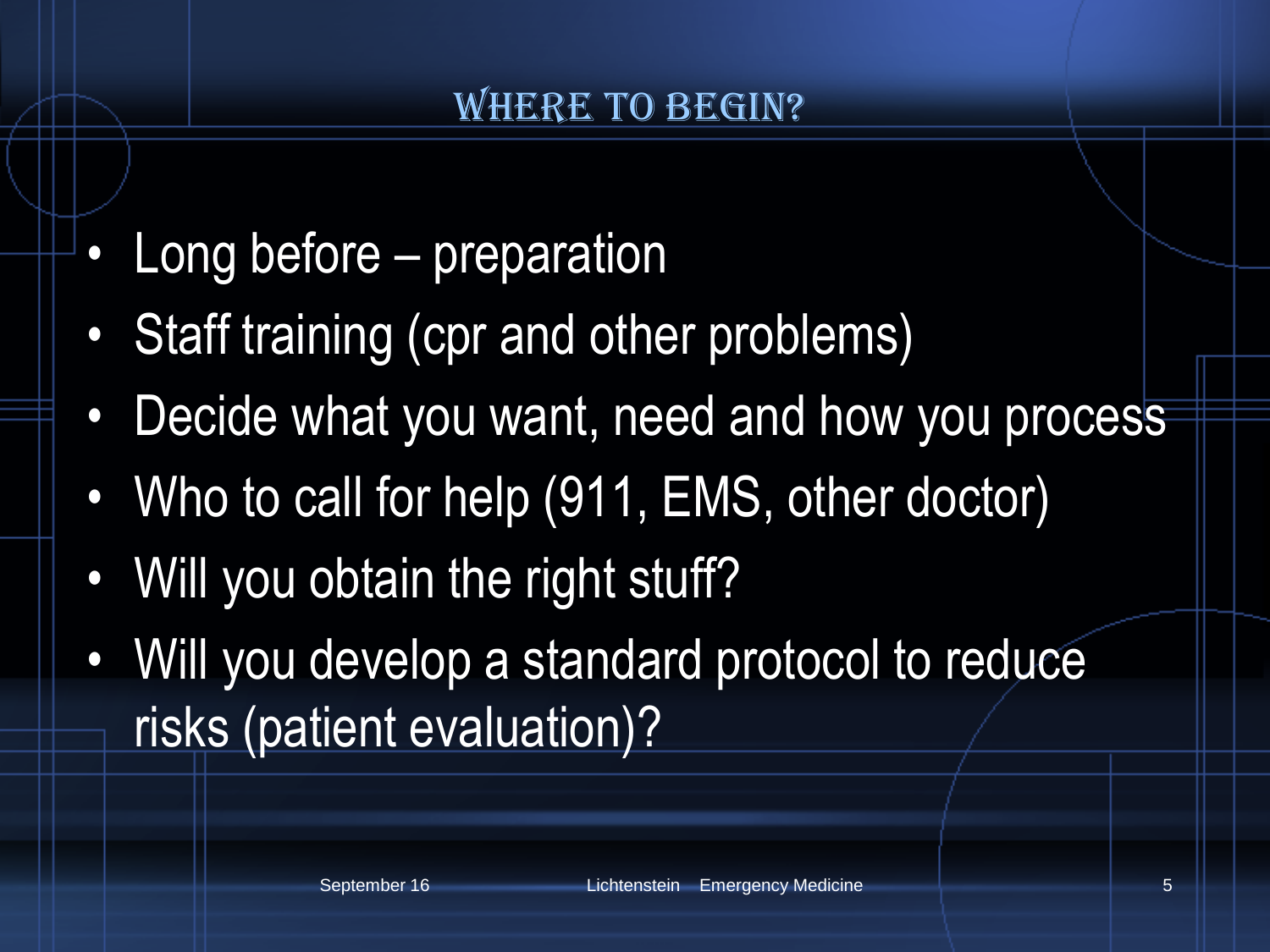# Where to Begin?

- Long before – preparation
- Staff training (cpr and other problems)
- Decide what you want, need and how you process
- Who to call for help (911, EMS, other doctor)
- Will you obtain the right stuff?
- Will you develop a standard protocol to reduce risks (patient evaluation)?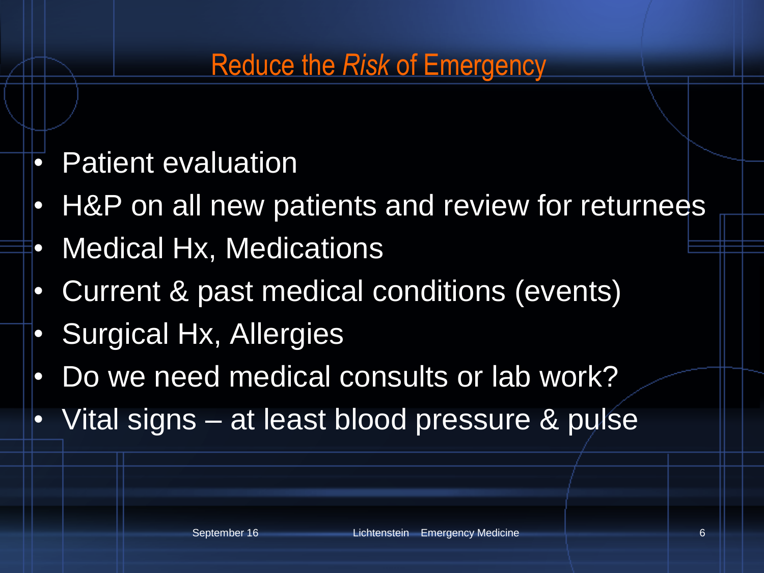# Reduce the *Risk* of Emergency

- Patient evaluation
- H&P on all new patients and review for returnees
- Medical Hx, Medications
- Current & past medical conditions (events)
- Surgical Hx, Allergies
- Do we need medical consults or lab work?
- Vital signs – at least blood pressure & pulse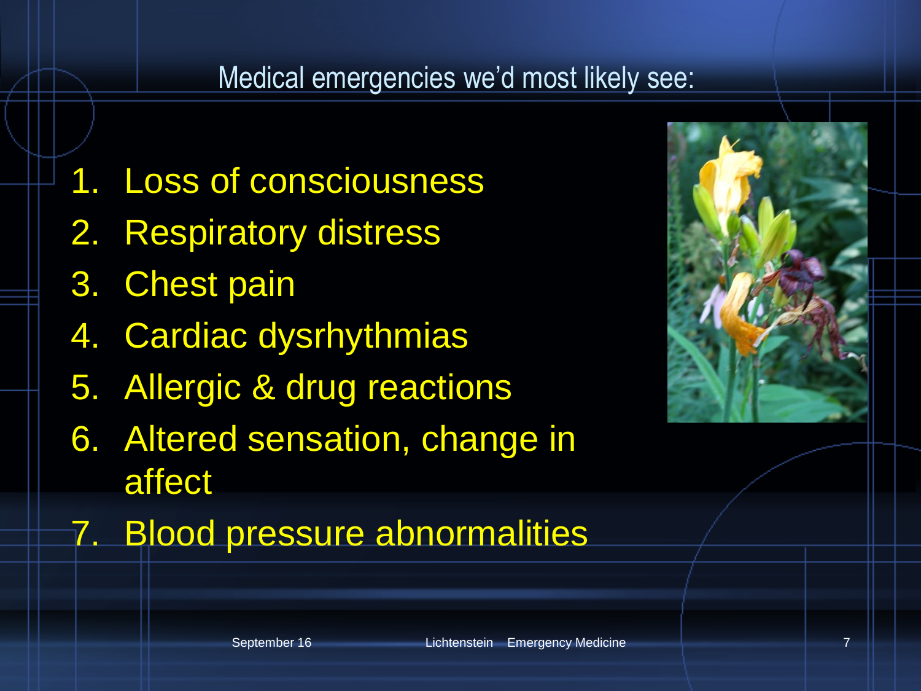## Medical emergencies we'd most likely see:

1. Loss of consciousness
2. Respiratory distress
3. Chest pain
4. Cardiac dysrhythmias
5. Allergic & drug reactions
6. Altered sensation, change in affect
7. Blood pressure abnormalities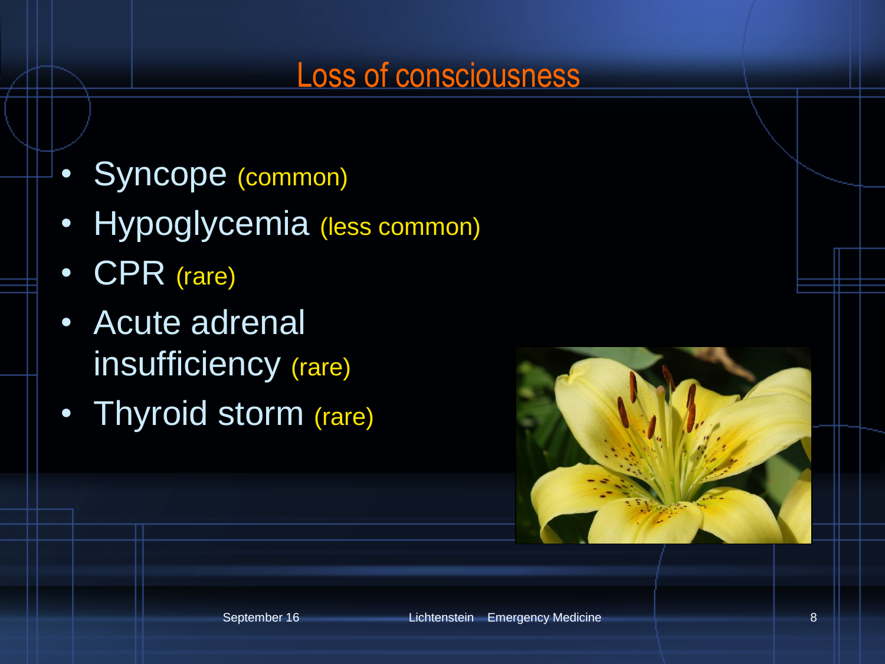# Loss of consciousness

- Syncope (common)
- Hypoglycemia (less common)
- CPR (rare)
- Acute adrenal insufficiency (rare)
- Thyroid storm (rare)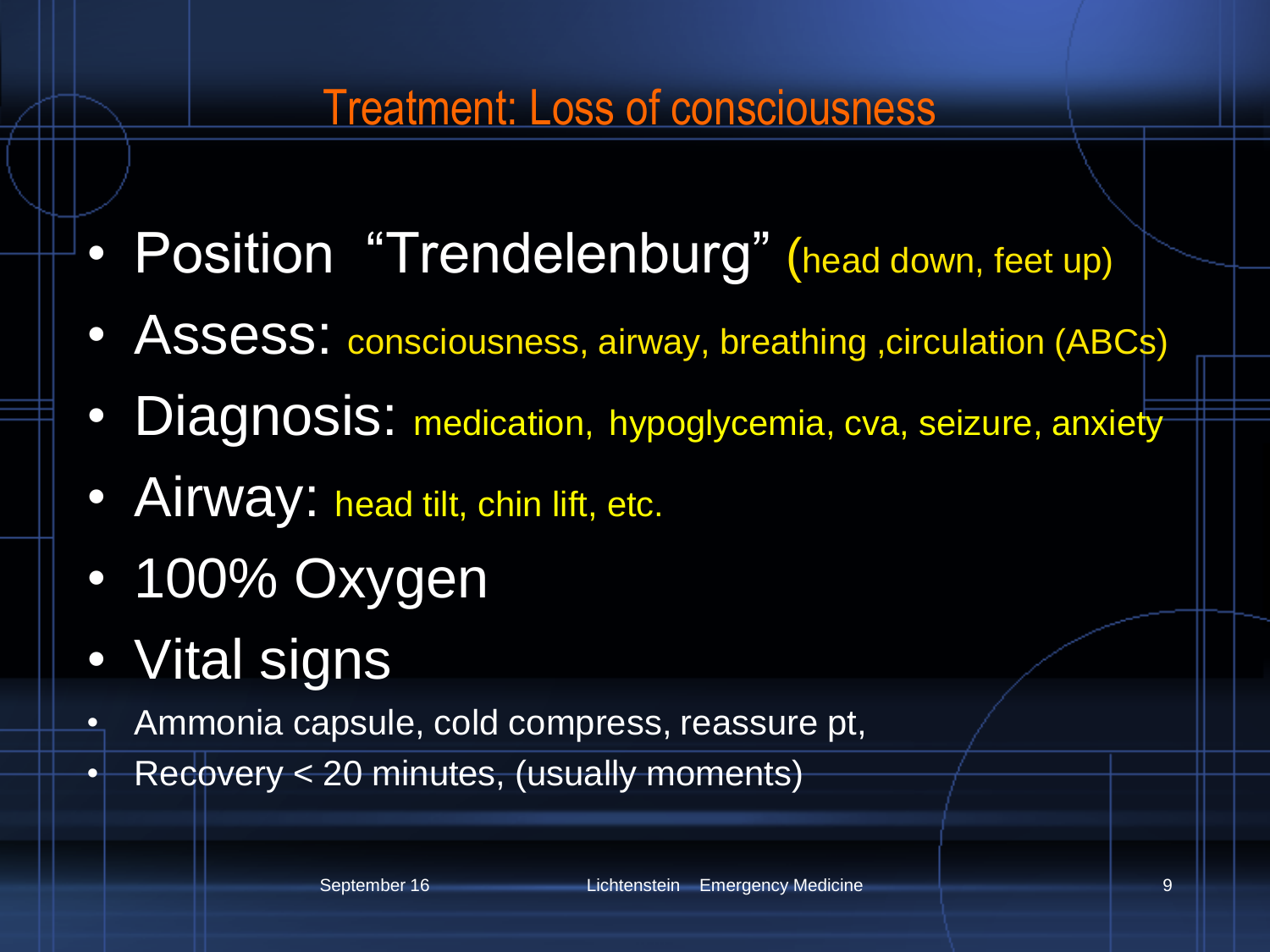# Treatment: Loss of consciousness

- Position "Trendelenburg" (head down, feet up)
- Assess: consciousness, airway, breathing ,circulation (ABCs)
- Diagnosis: medication, hypoglycemia, cva, seizure, anxiety
- Airway: head tilt, chin lift, etc.
- 100% Oxygen
- Vital signs
- Ammonia capsule, cold compress, reassure pt,
- Recovery < 20 minutes, (usually moments)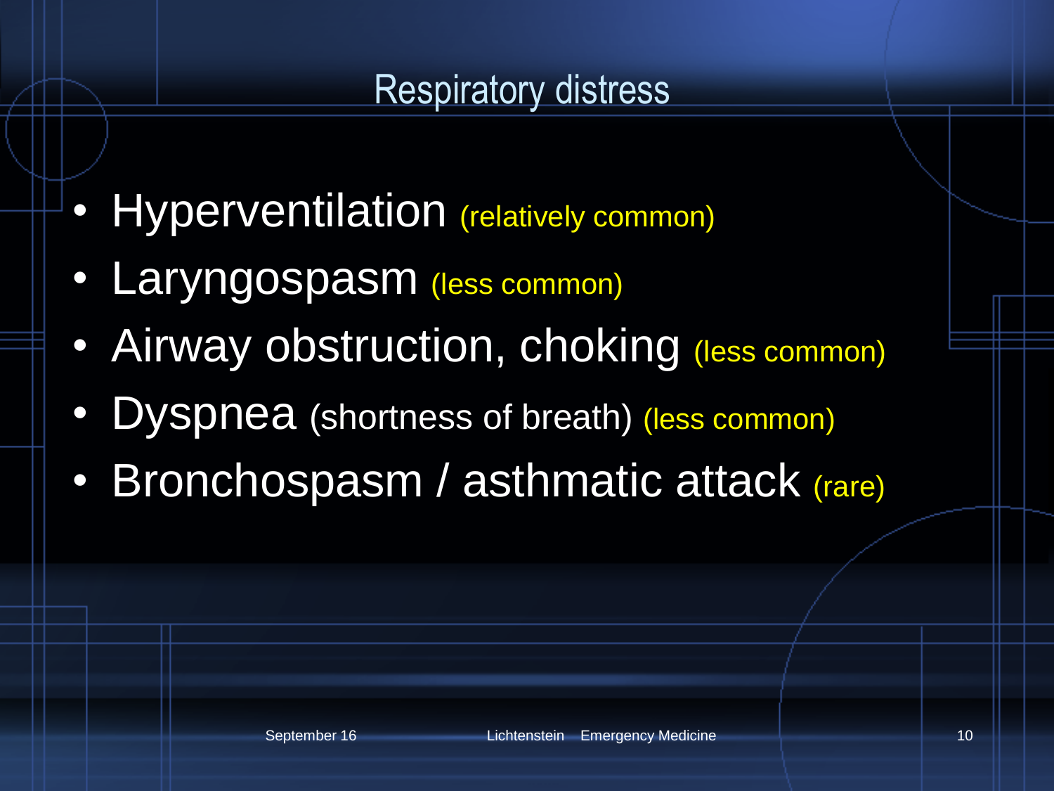## Respiratory distress

- Hyperventilation (relatively common)
- Laryngospasm (less common)
- Airway obstruction, choking (less common)
- Dyspnea (shortness of breath) (less common)
- Bronchospasm / asthmatic attack (rare)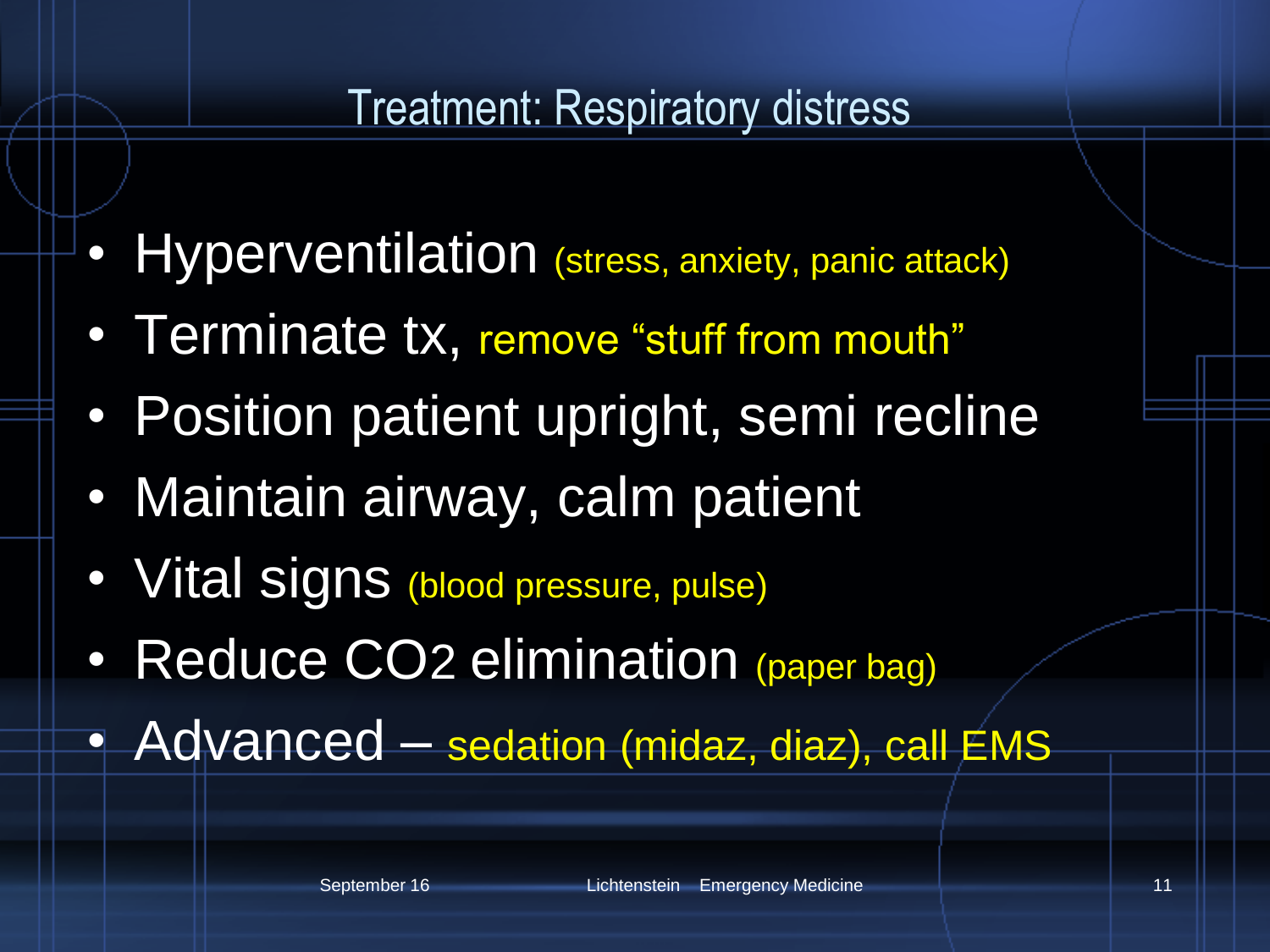## Treatment: Respiratory distress

- Hyperventilation (stress, anxiety, panic attack)
- Terminate tx, remove “stuff from mouth”
- Position patient upright, semi recline
- Maintain airway, calm patient
- Vital signs (blood pressure, pulse)
- Reduce $CO_2$ elimination (paper bag)
- Advanced – sedation (midaz, diaz), call EMS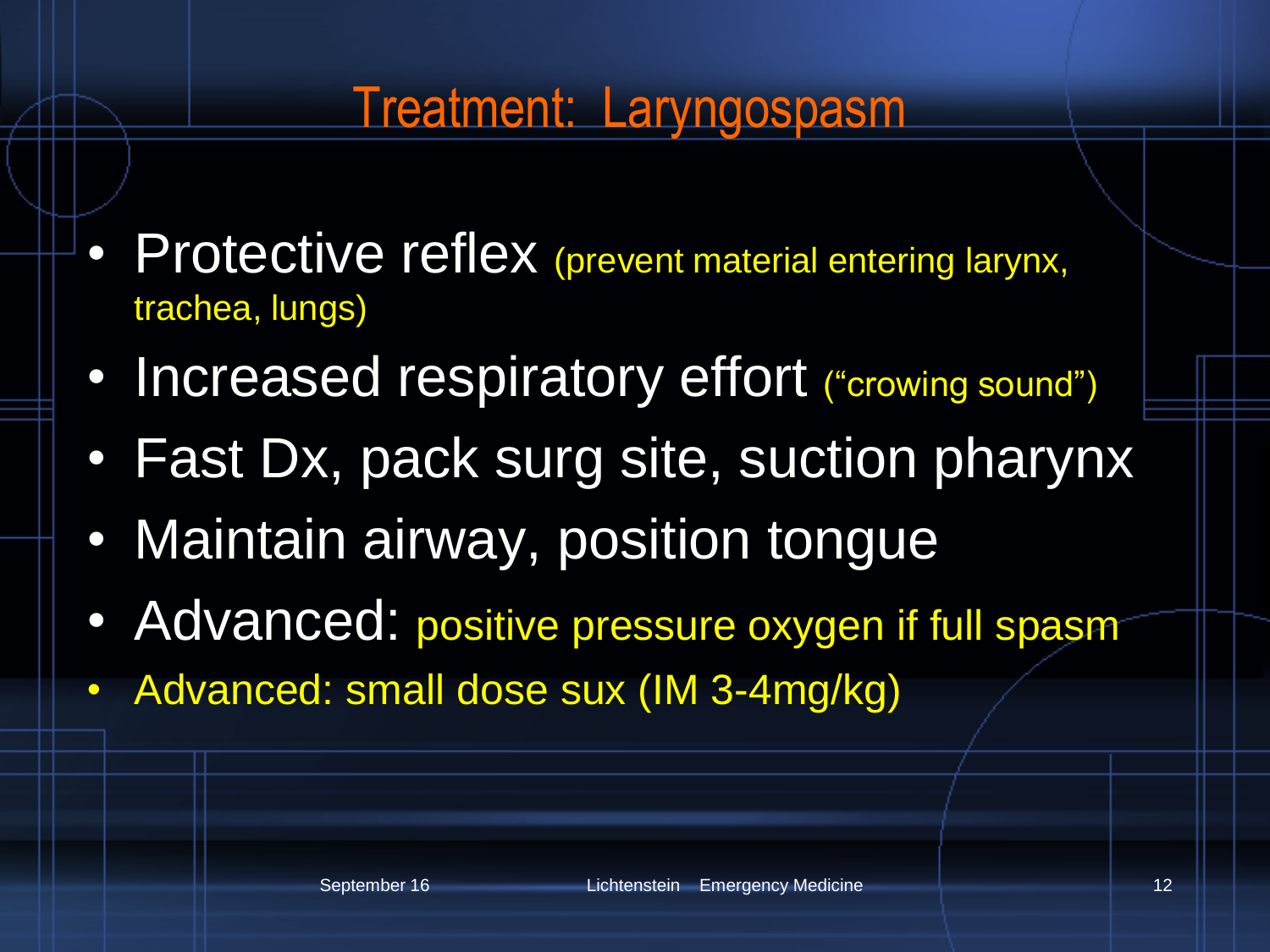# Treatment: Laryngospasm

- Protective reflex (prevent material entering larynx, trachea, lungs)
- Increased respiratory effort ("crowing sound")
- Fast Dx, pack surg site, suction pharynx
- Maintain airway, position tongue
- Advanced: positive pressure oxygen if full spasm
- Advanced: small dose sux (IM 3-4mg/kg)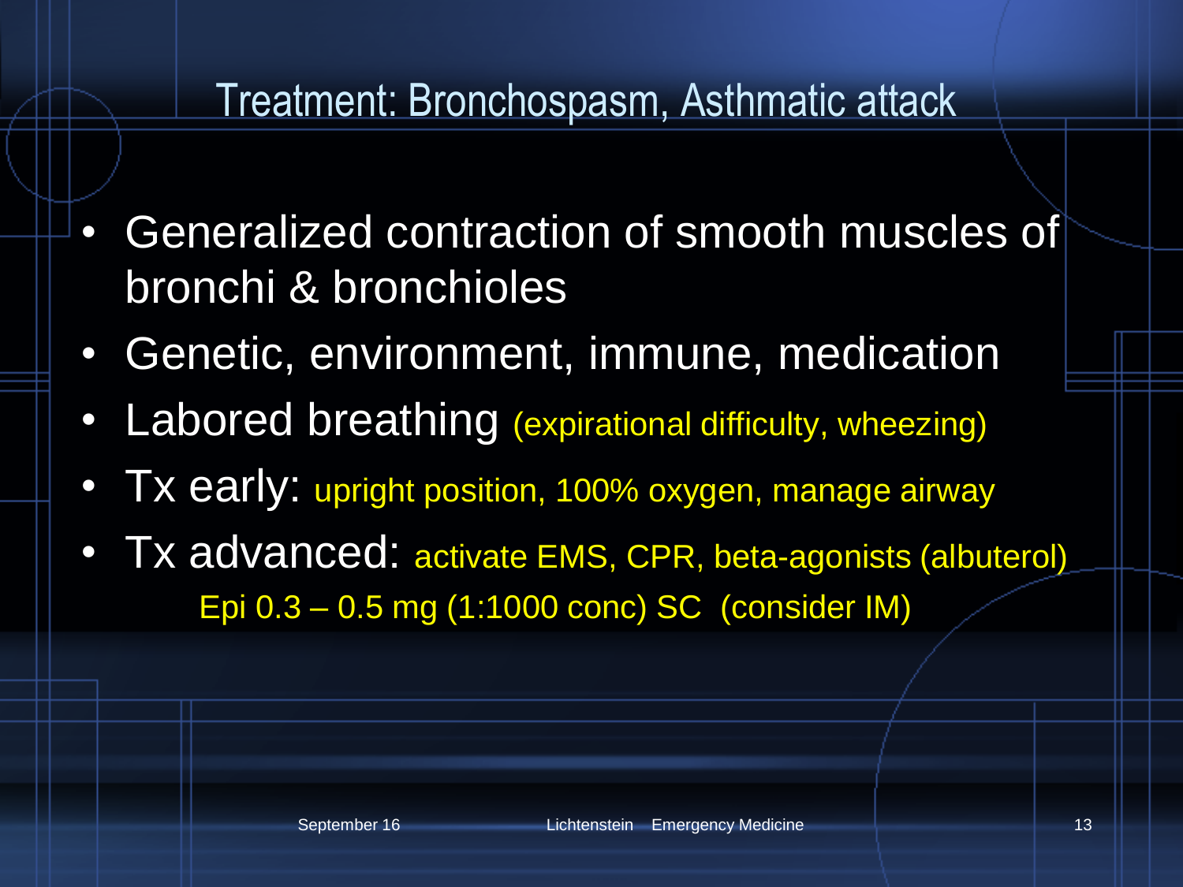# Treatment: Bronchospasm, Asthmatic attack

- Generalized contraction of smooth muscles of bronchi & bronchioles
- Genetic, environment, immune, medication
- Labored breathing (expirational difficulty, wheezing)
- Tx early: upright position, 100% oxygen, manage airway
- Tx advanced: activate EMS, CPR, beta-agonists (albuterol)
  Epi 0.3 – 0.5 mg (1:1000 conc) SC (consider IM)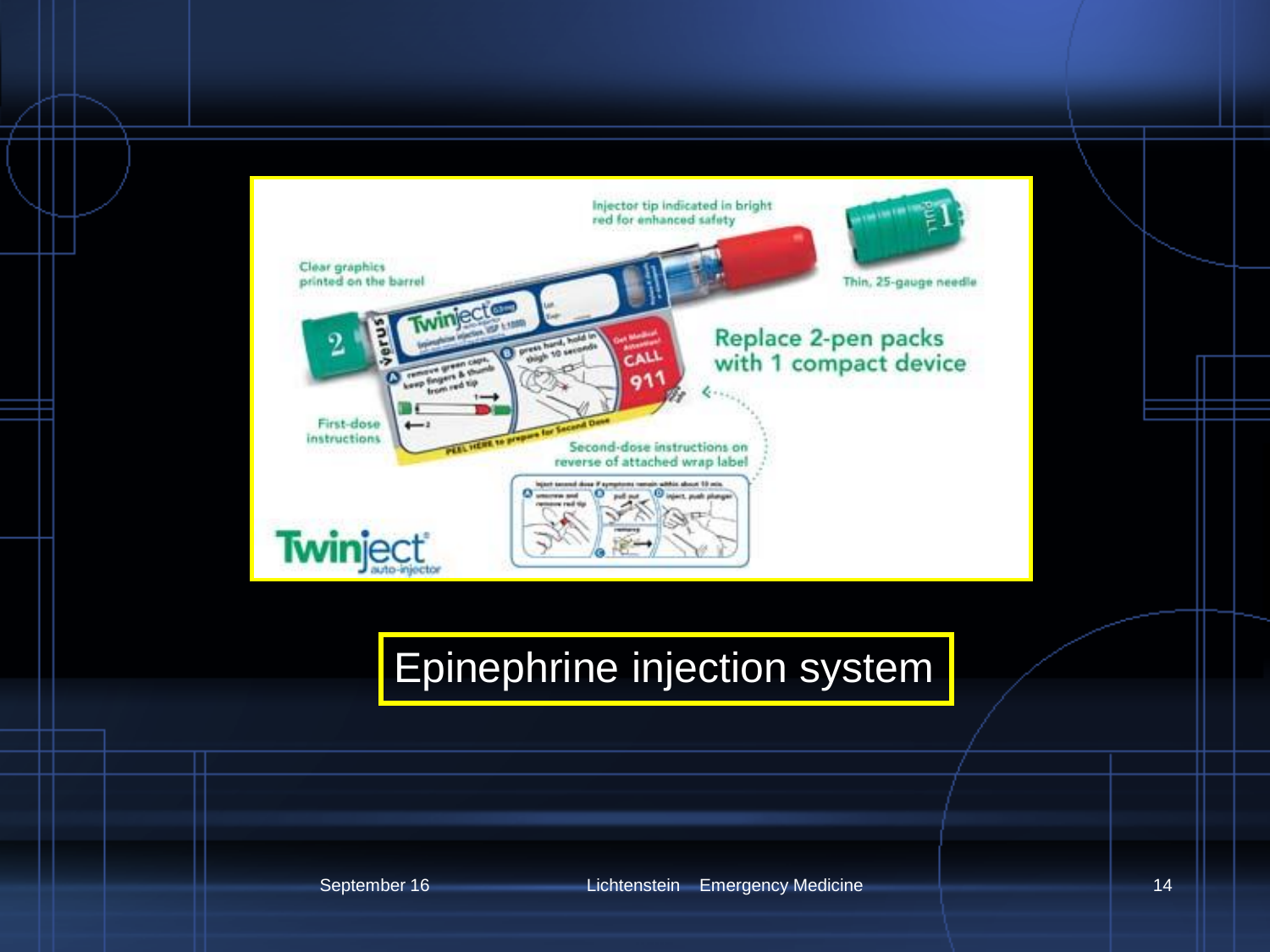Injector tip indicated in bright red for enhanced safety

Clear graphics printed on the barrel

Thin, 25-gauge needle

Replace 2-pen packs with 1 compact device

First-dose instructions

Second-dose instructions on reverse of attached wrap label

Twinject auto-injector

# Epinephrine injection system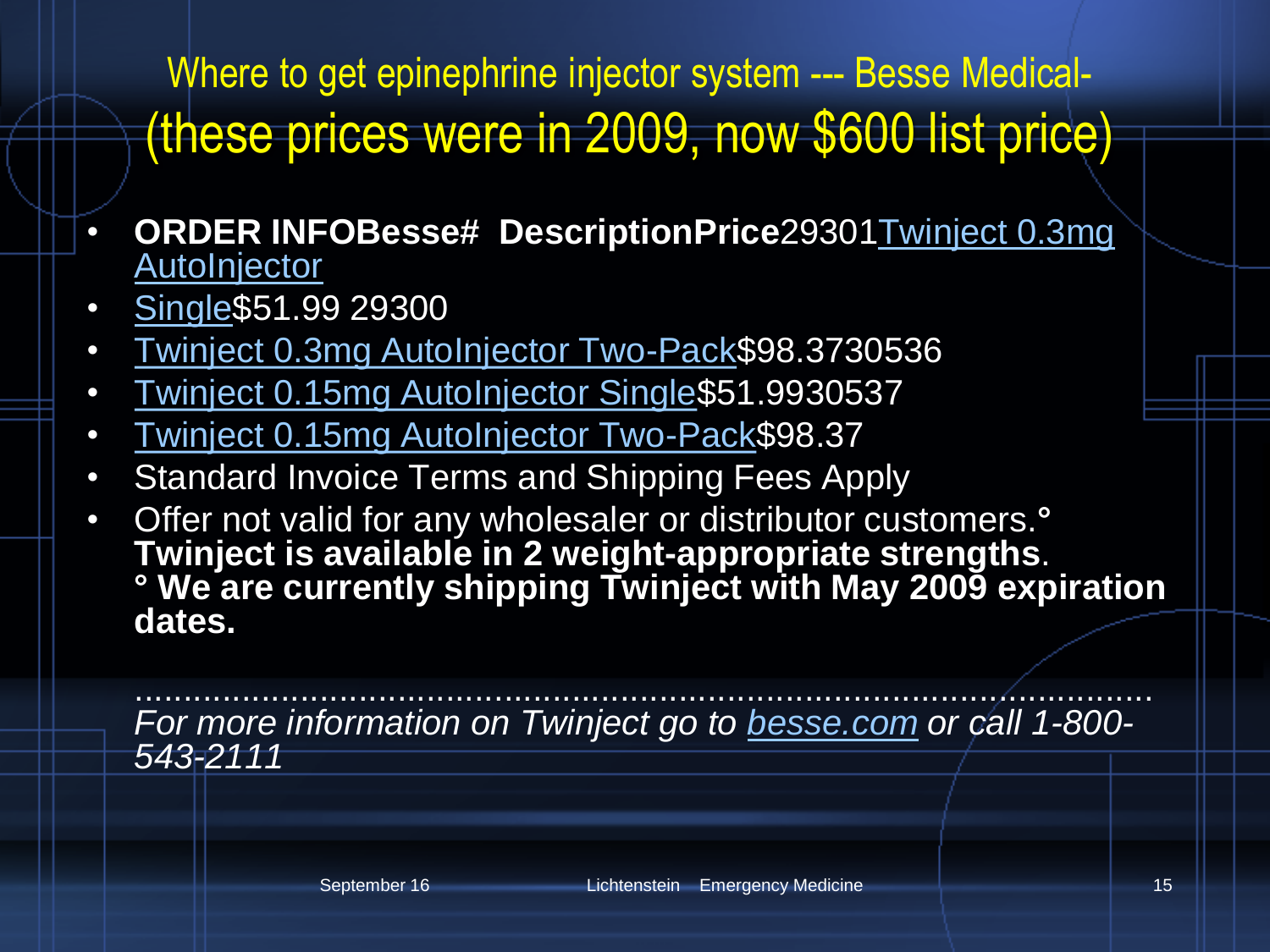# Where to get epinephrine injector system --- Besse Medical- (these prices were in 2009, now $600 list price)

- **ORDER INFOBesse# DescriptionPrice**29301Twinject 0.3mg AutoInjector
- Single$51.99 29300
- Twinject 0.3mg AutoInjector Two-Pack$98.3730536
- Twinject 0.15mg AutoInjector Single$51.9930537
- Twinject 0.15mg AutoInjector Two-Pack$98.37
- Standard Invoice Terms and Shipping Fees Apply
- Offer not valid for any wholesaler or distributor customers.° **Twinject is available in 2 weight-appropriate strengths**. **° We are currently shipping Twinject with May 2009 expiration dates.**

*...................................................................................................... For more information on Twinject go to besse.com or call 1-800-543-2111*

September 16 Lichtenstein Emergency Medicine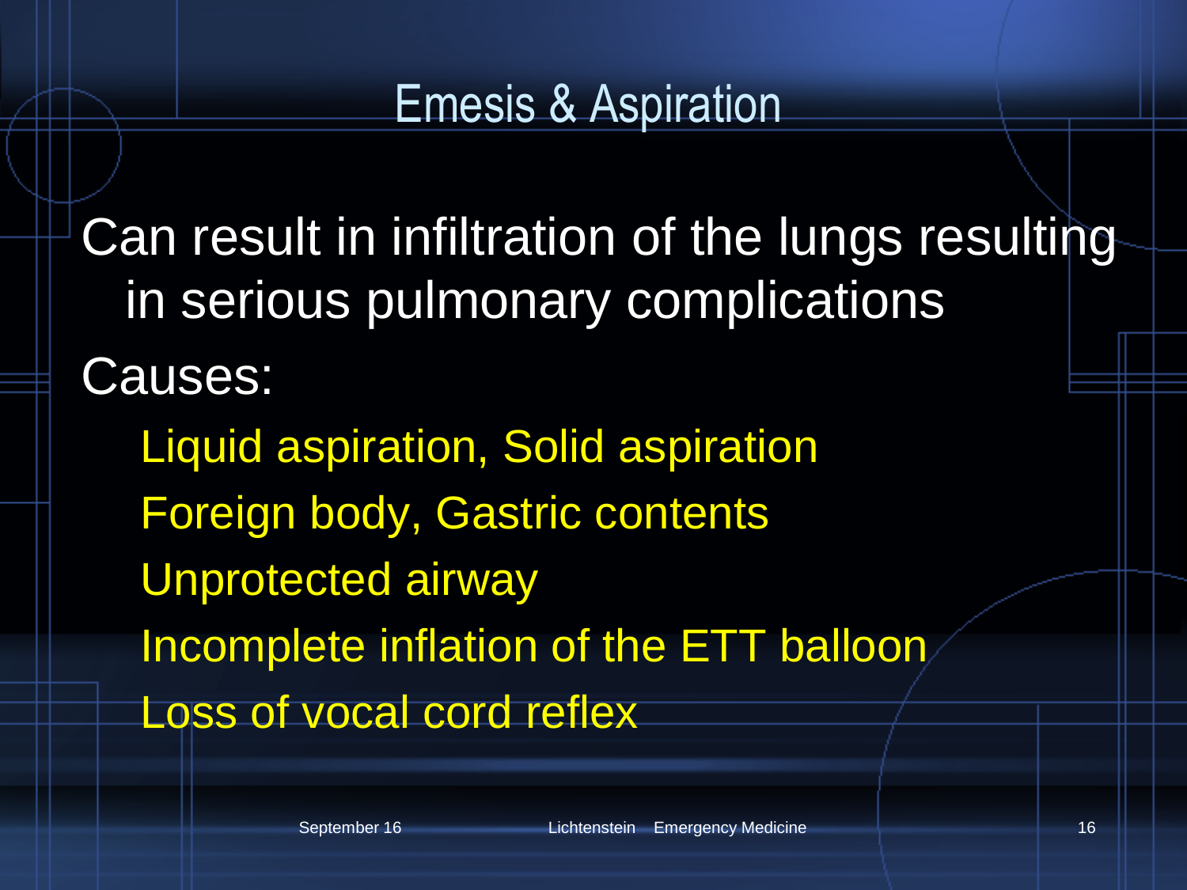# Emesis & Aspiration

- Can result in infiltration of the lungs resulting in serious pulmonary complications
- Causes:
  - Liquid aspiration, Solid aspiration
  - Foreign body, Gastric contents
  - Unprotected airway
  - Incomplete inflation of the ETT balloon
  - Loss of vocal cord reflex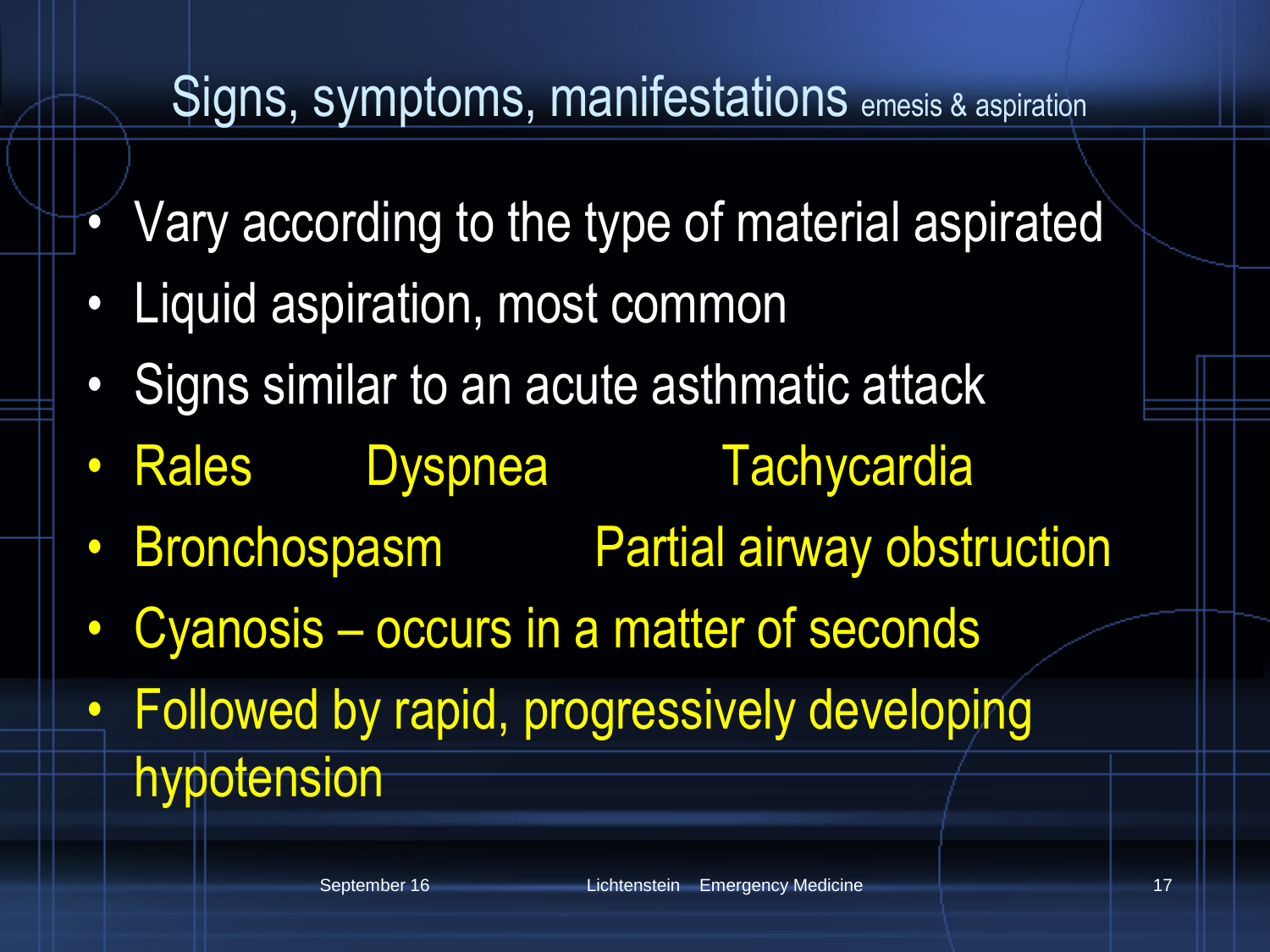# Signs, symptoms, manifestations emesis & aspiration

- Vary according to the type of material aspirated
- Liquid aspiration, most common
- Signs similar to an acute asthmatic attack
- Rales Dyspnea Tachycardia
- Bronchospasm Partial airway obstruction
- Cyanosis – occurs in a matter of seconds
- Followed by rapid, progressively developing hypotension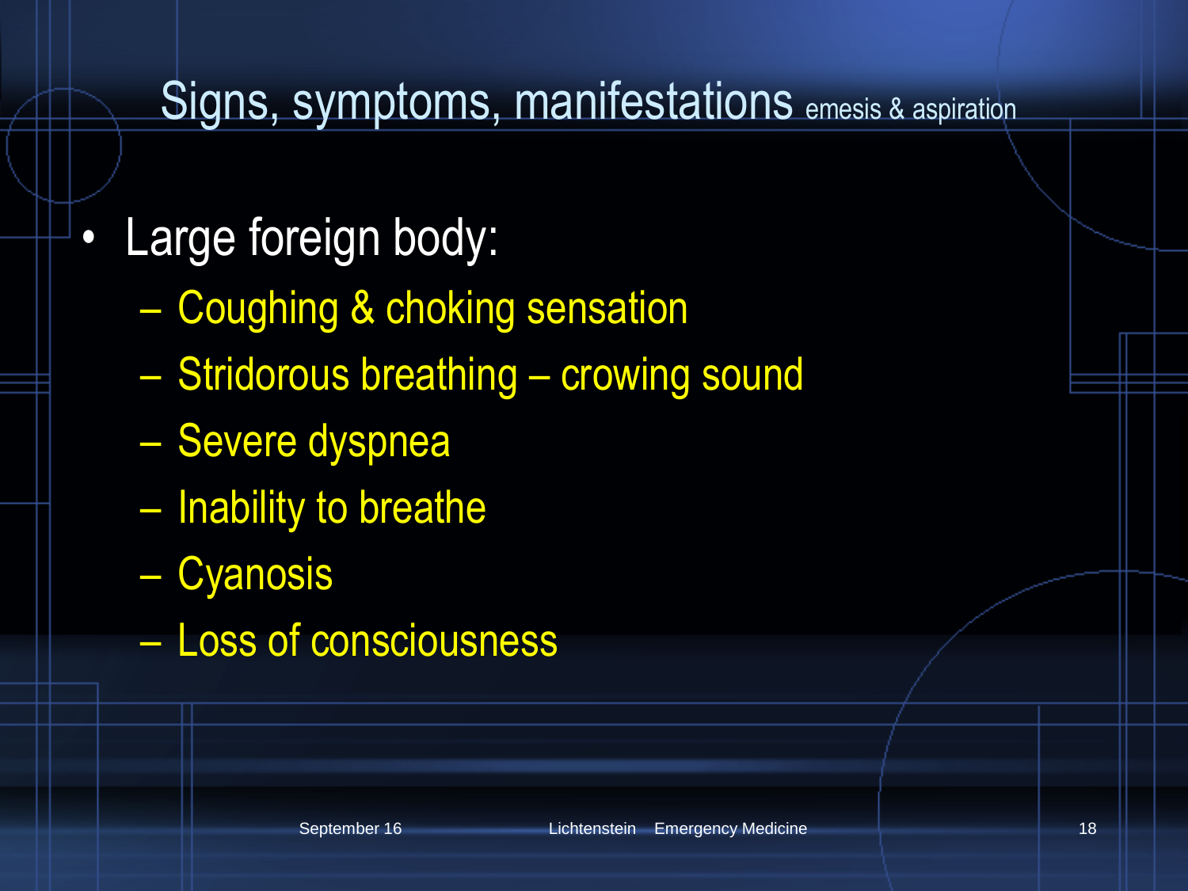# Signs, symptoms, manifestations emesis & aspiration

- Large foreign body:
  - Coughing & choking sensation
  - Stridorous breathing – crowing sound
  - Severe dyspnea
  - Inability to breathe
  - Cyanosis
  - Loss of consciousness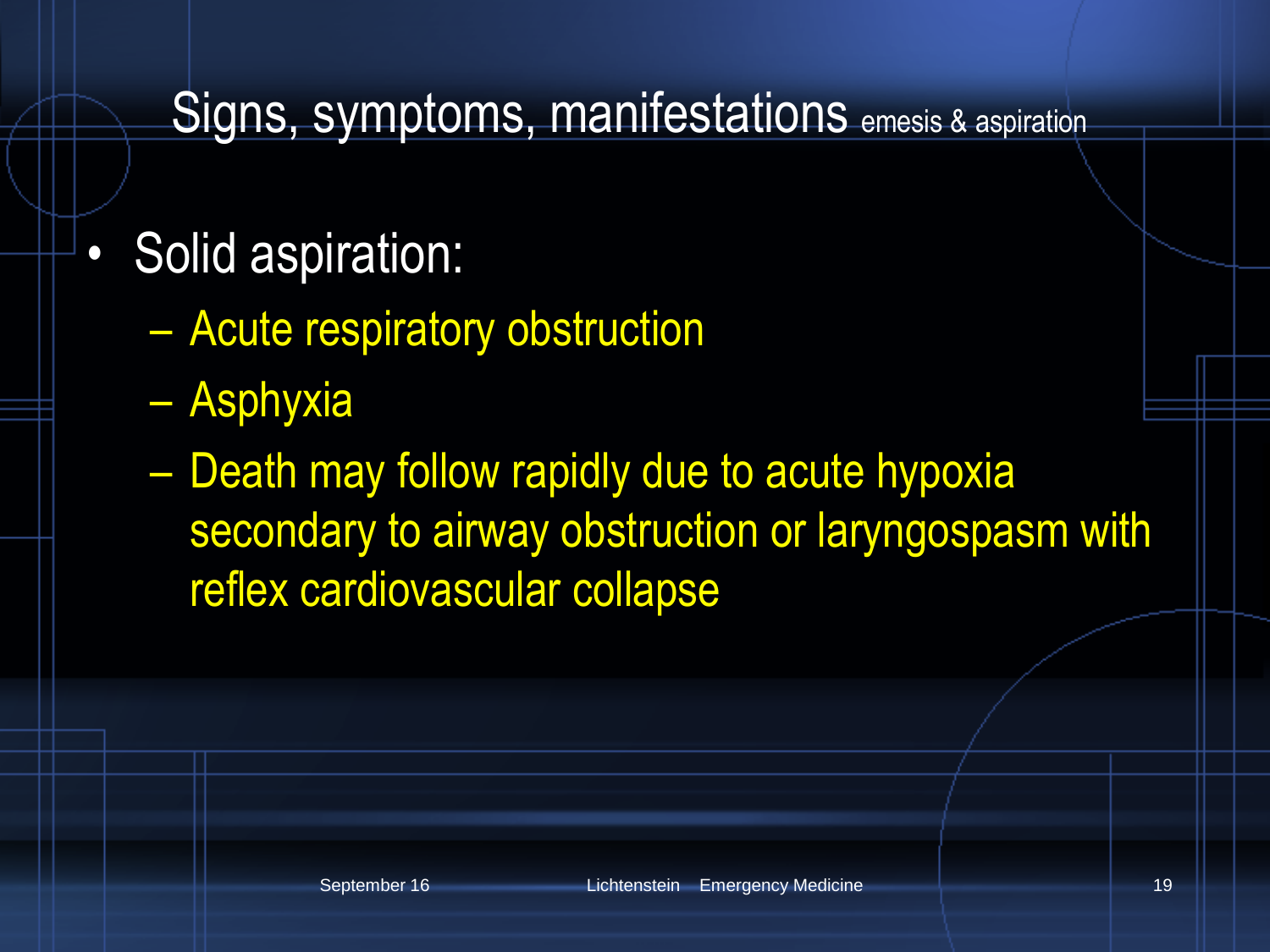# Signs, symptoms, manifestations emesis & aspiration

- Solid aspiration:
  - Acute respiratory obstruction
  - Asphyxia
  - Death may follow rapidly due to acute hypoxia secondary to airway obstruction or laryngospasm with reflex cardiovascular collapse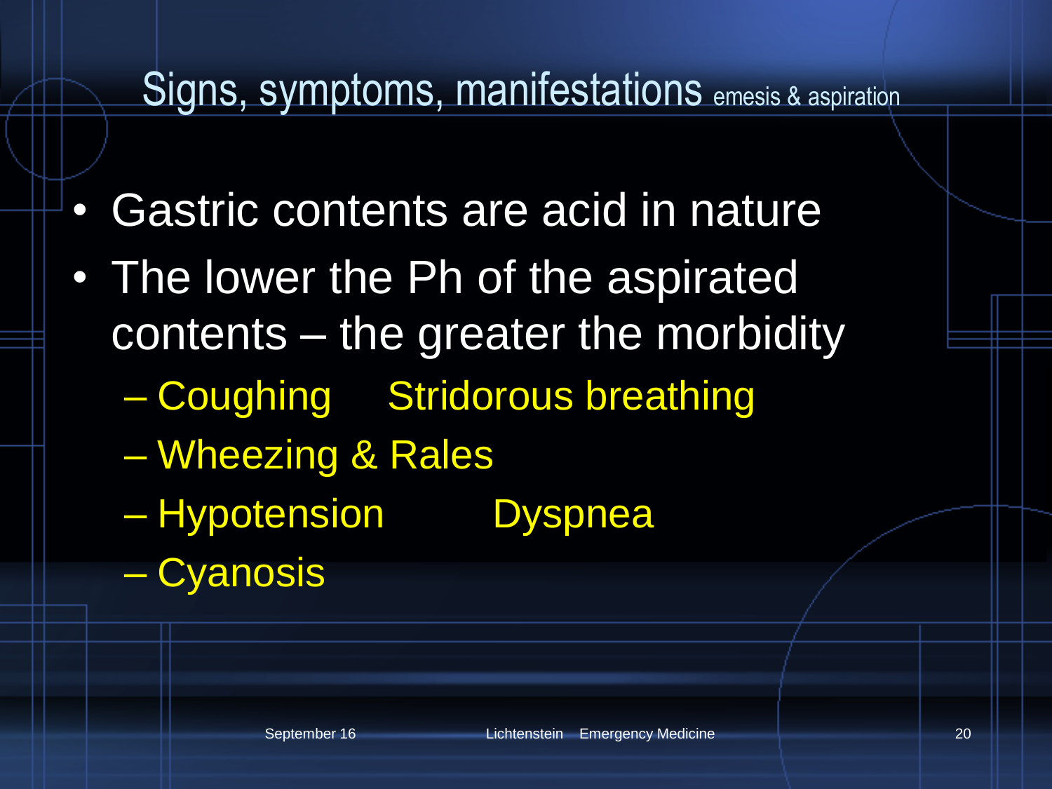# Signs, symptoms, manifestations emesis & aspiration

- Gastric contents are acid in nature
- The lower the Ph of the aspirated contents – the greater the morbidity
  - Coughing Stridorous breathing
  - Wheezing & Rales
  - Hypotension Dyspnea
  - Cyanosis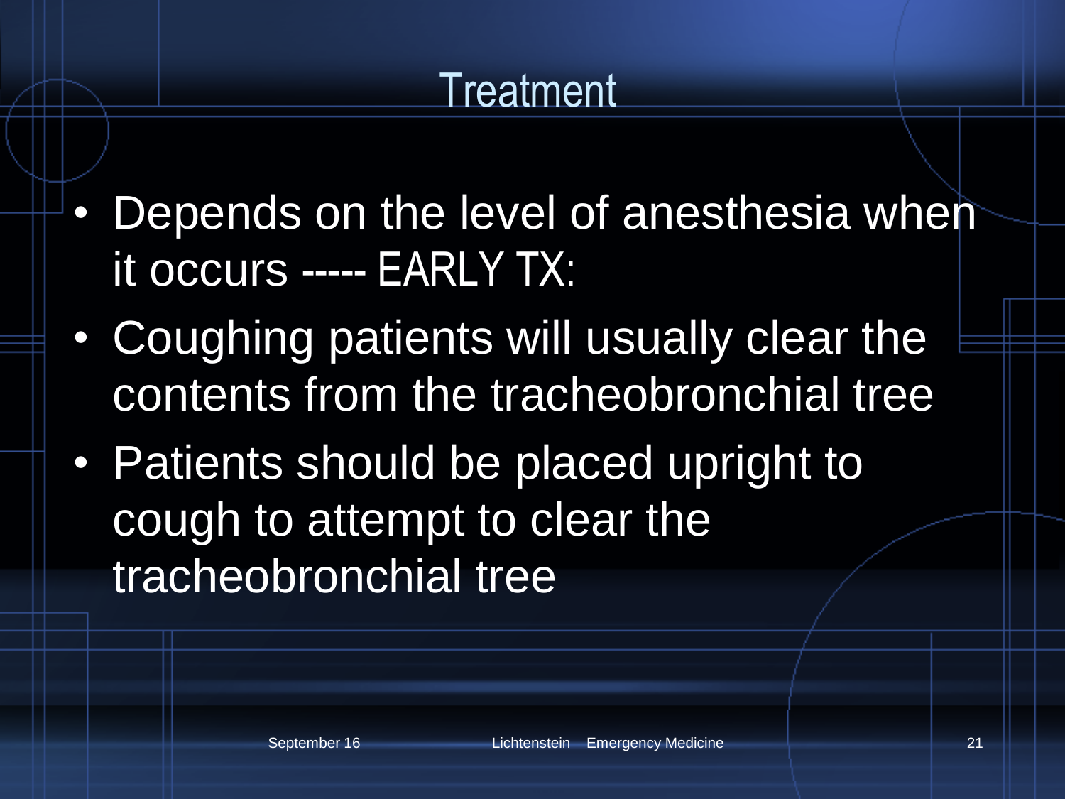# Treatment

- Depends on the level of anesthesia when it occurs ----- EARLY TX:
- Coughing patients will usually clear the contents from the tracheobronchial tree
- Patients should be placed upright to cough to attempt to clear the tracheobronchial tree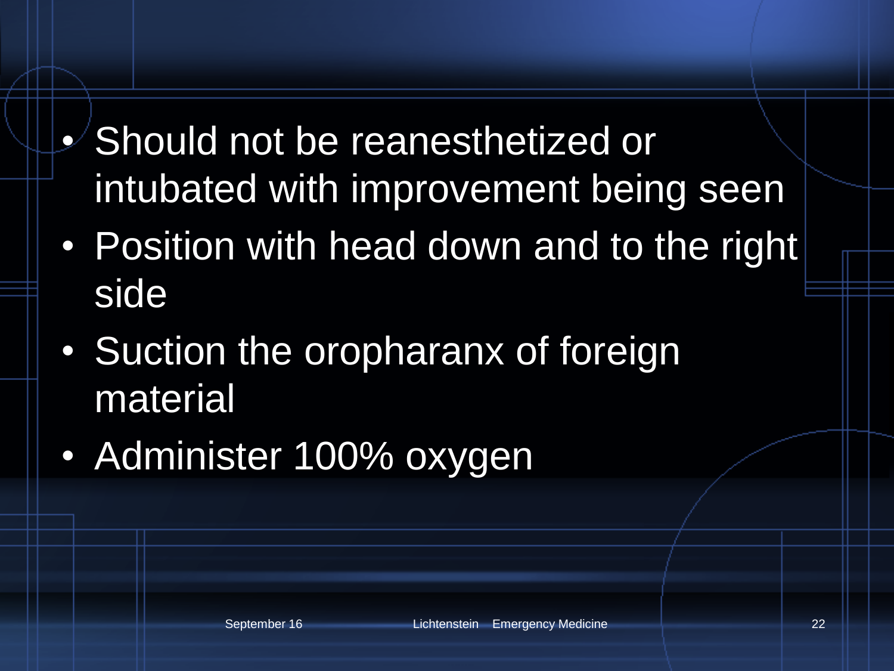- Should not be reanesthetized or intubated with improvement being seen
- Position with head down and to the right side
- Suction the oropharanx of foreign material
- Administer 100% oxygen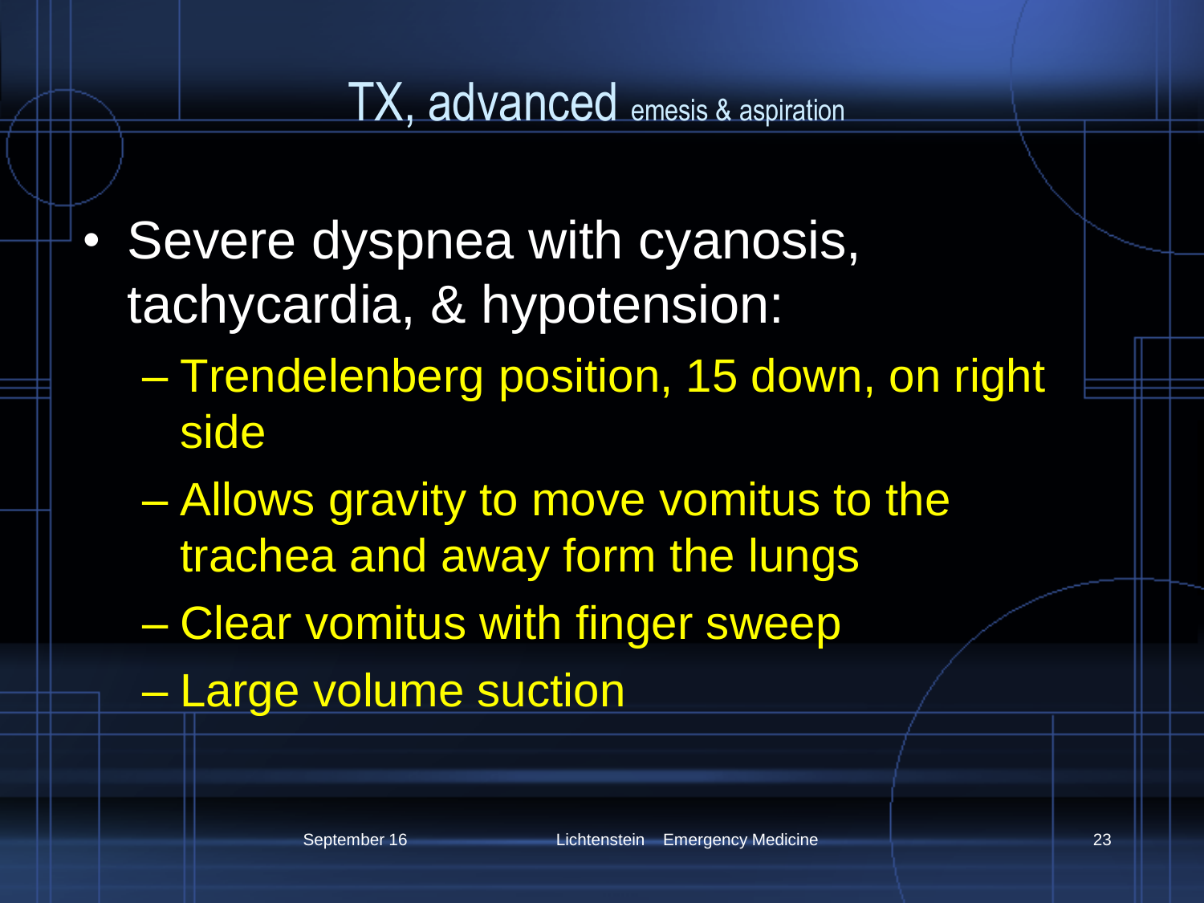# TX, advanced emesis & aspiration

- Severe dyspnea with cyanosis, tachycardia, & hypotension:
  - Trendelenberg position, 15 down, on right side
  - Allows gravity to move vomitus to the trachea and away form the lungs
  - Clear vomitus with finger sweep
  - Large volume suction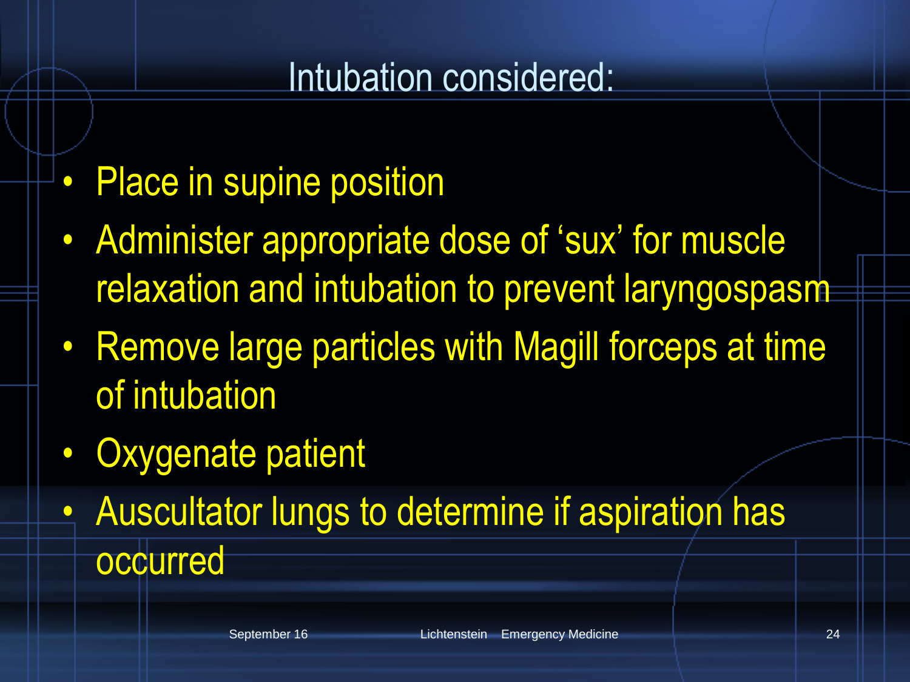# Intubation considered:

- Place in supine position
- Administer appropriate dose of ‘sux’ for muscle relaxation and intubation to prevent laryngospasm
- Remove large particles with Magill forceps at time of intubation
- Oxygenate patient
- Auscultator lungs to determine if aspiration has occurred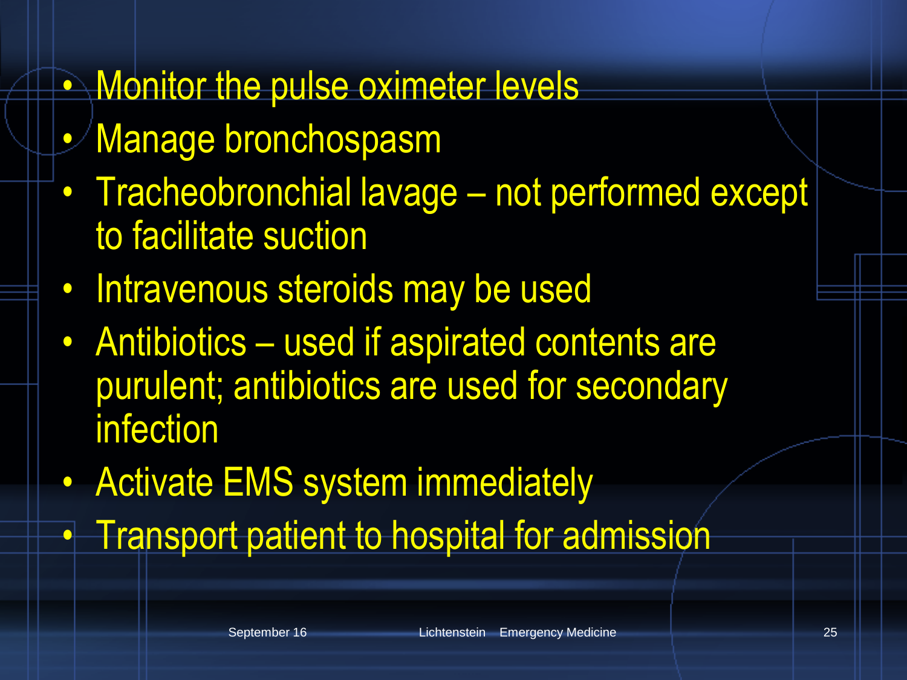- Monitor the pulse oximeter levels
- Manage bronchospasm
- Tracheobronchial lavage – not performed except to facilitate suction
- Intravenous steroids may be used
- Antibiotics – used if aspirated contents are purulent; antibiotics are used for secondary infection
- Activate EMS system immediately
- Transport patient to hospital for admission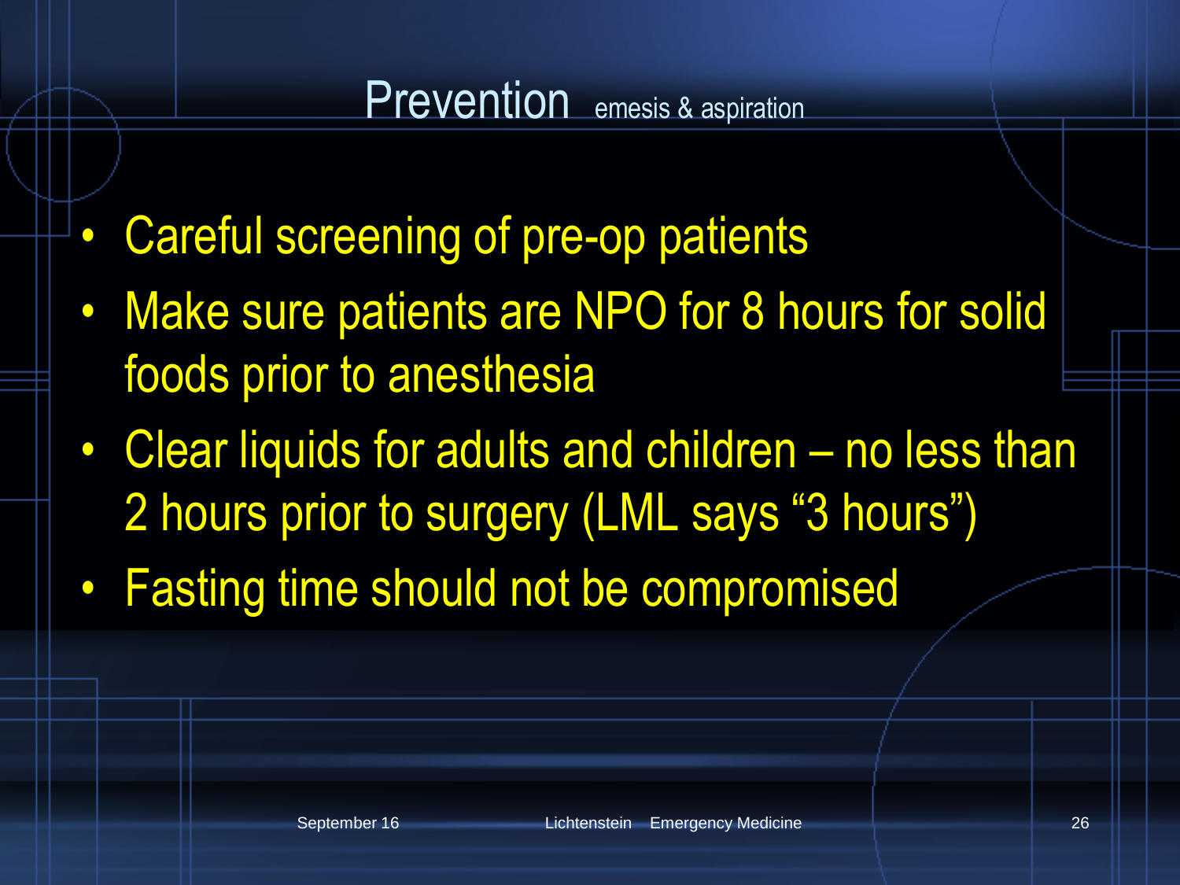# Prevention emesis & aspiration

- Careful screening of pre-op patients
- Make sure patients are NPO for 8 hours for solid foods prior to anesthesia
- Clear liquids for adults and children – no less than 2 hours prior to surgery (LML says "3 hours")
- Fasting time should not be compromised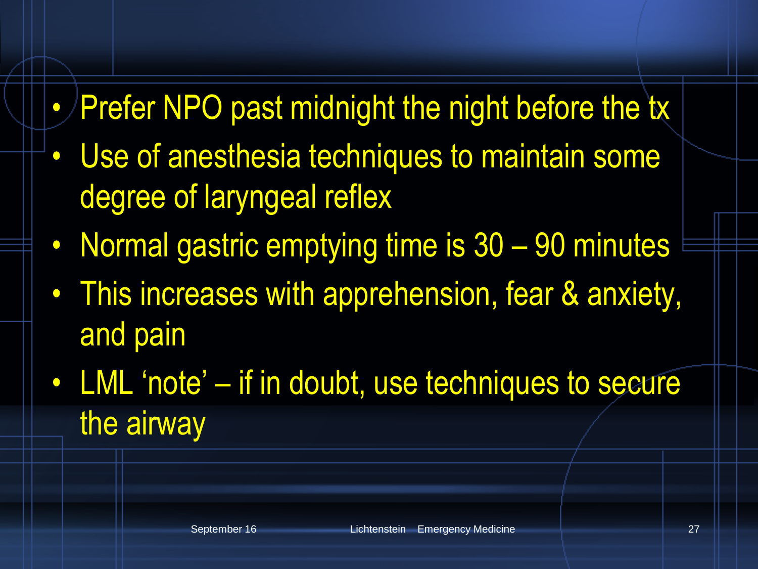- Prefer NPO past midnight the night before the tx
- Use of anesthesia techniques to maintain some degree of laryngeal reflex
- Normal gastric emptying time is 30 – 90 minutes
- This increases with apprehension, fear & anxiety, and pain
- LML ‘note’ – if in doubt, use techniques to secure the airway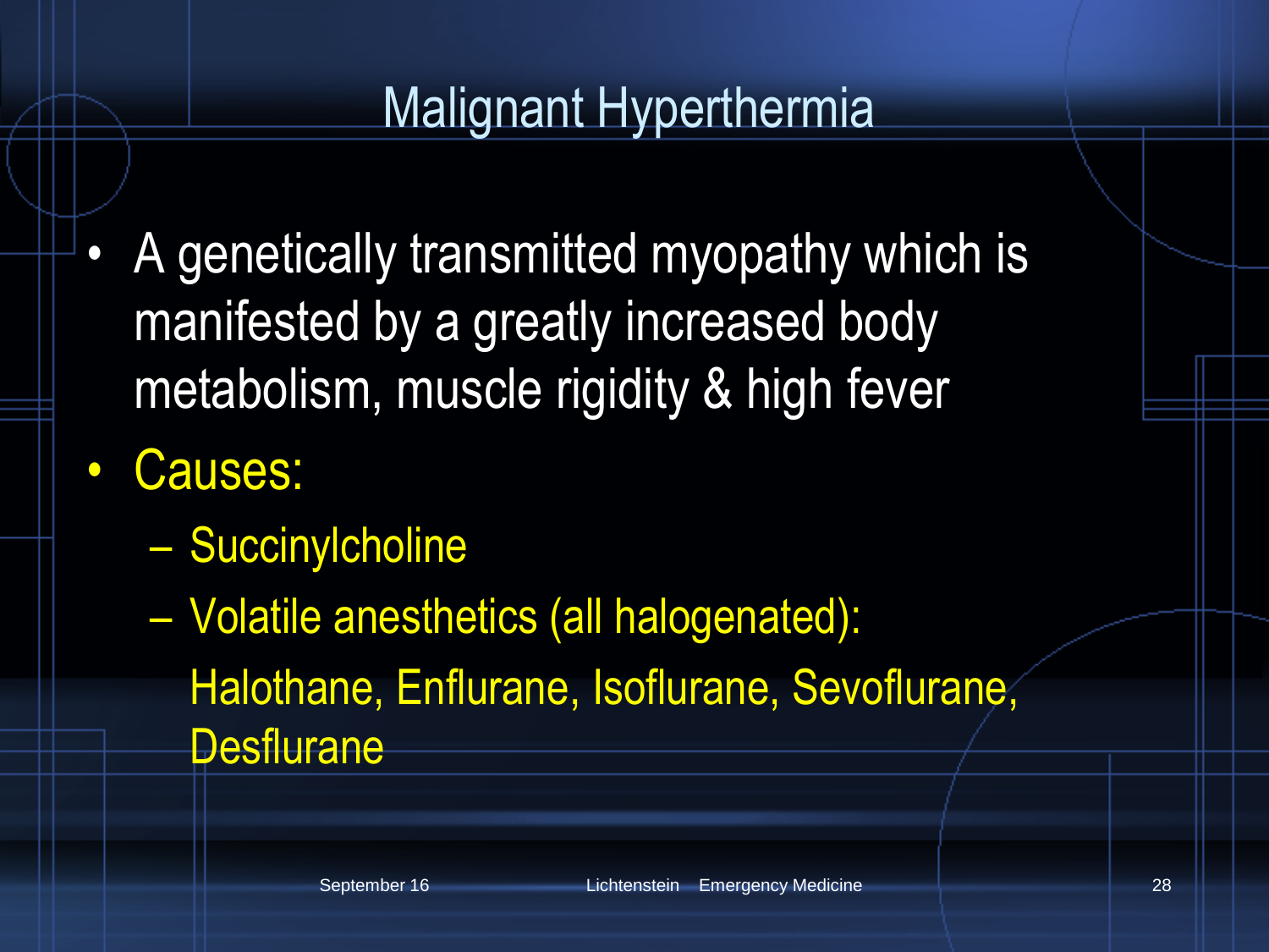# Malignant Hyperthermia

- A genetically transmitted myopathy which is manifested by a greatly increased body metabolism, muscle rigidity & high fever
- Causes:
  - Succinylcholine
  - Volatile anesthetics (all halogenated):

    Halothane, Enflurane, Isoflurane, Sevoflurane, Desflurane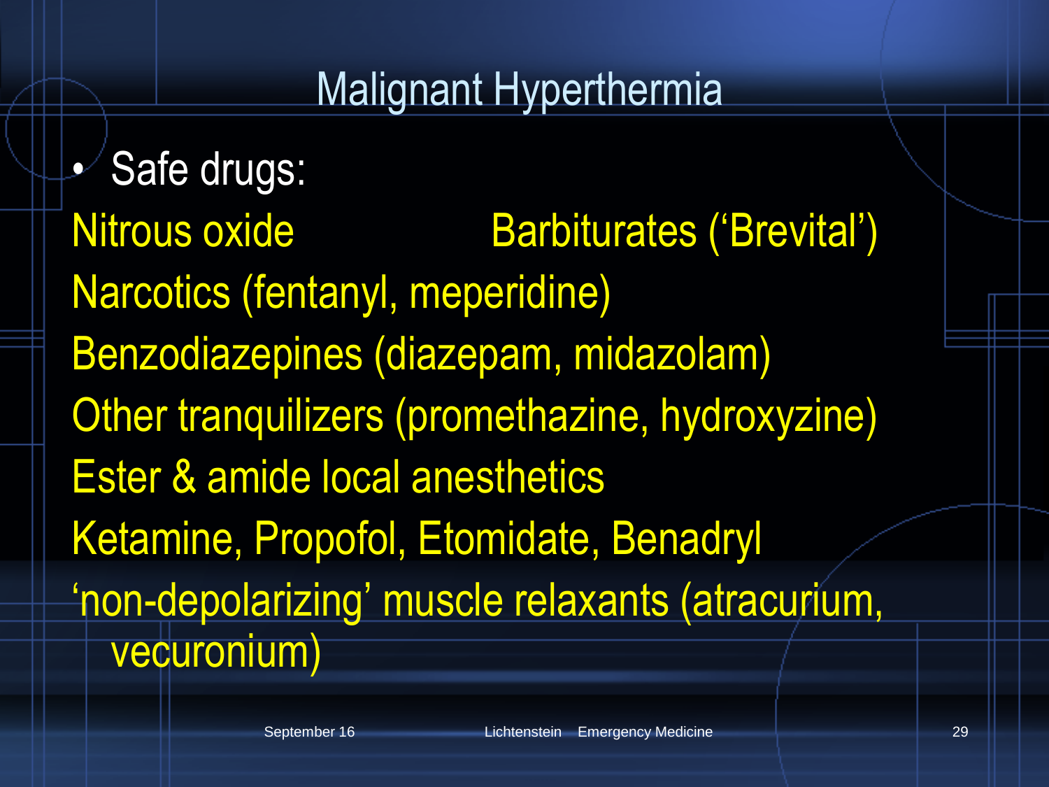# Malignant Hyperthermia

- Safe drugs:

Nitrous oxide

Barbiturates ('Brevital')

Narcotics (fentanyl, meperidine)

Benzodiazepines (diazepam, midazolam)

Other tranquilizers (promethazine, hydroxyzine)

Ester & amide local anesthetics

Ketamine, Propofol, Etomidate, Benadryl

'non-depolarizing' muscle relaxants (atracurium, vecuronium)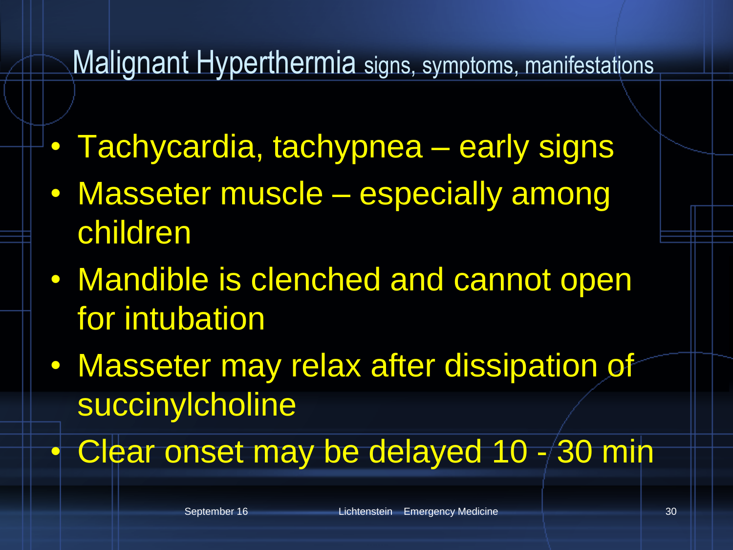# Malignant Hyperthermia signs, symptoms, manifestations

- Tachycardia, tachypnea – early signs
- Masseter muscle – especially among children
- Mandible is clenched and cannot open for intubation
- Masseter may relax after dissipation of succinylcholine
- Clear onset may be delayed 10 - 30 min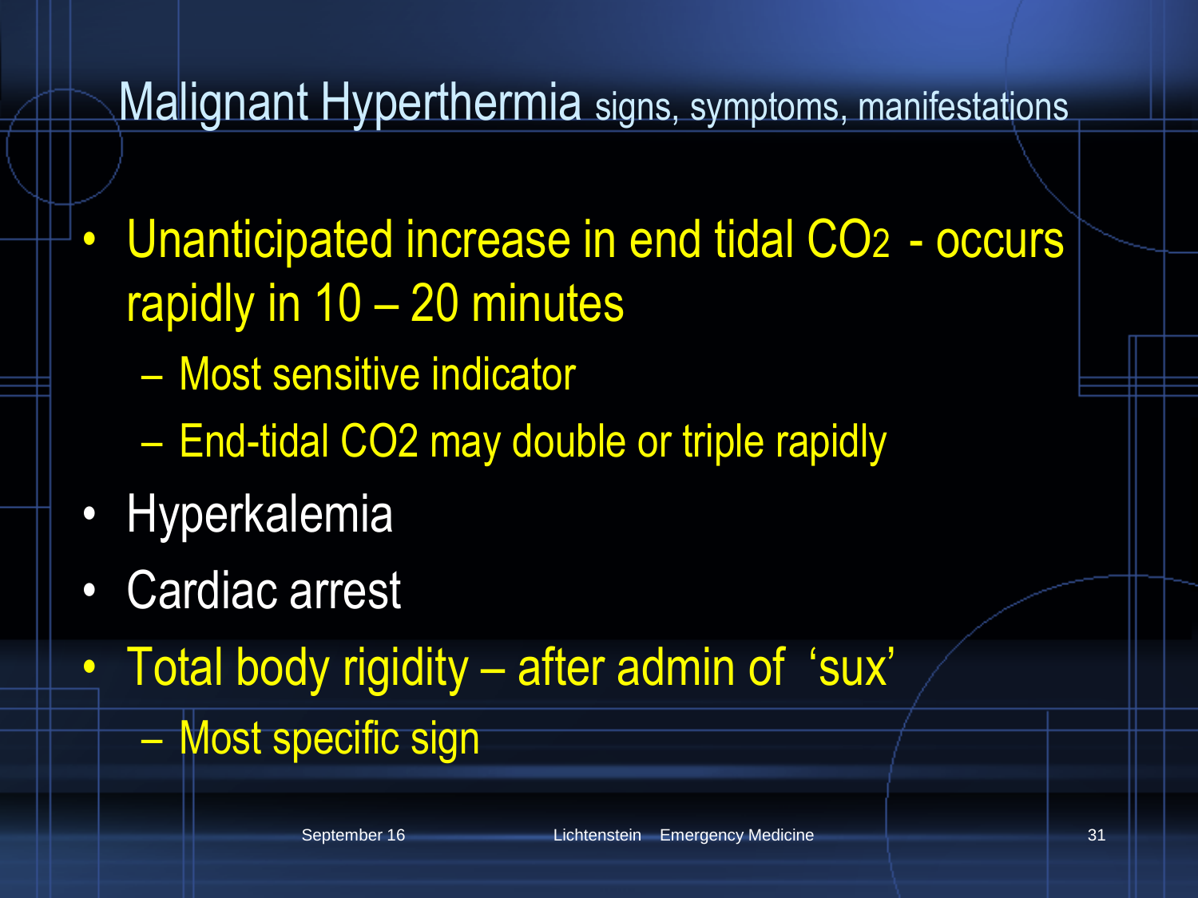# Malignant Hyperthermia signs, symptoms, manifestations

- Unanticipated increase in end tidal $CO_2$ - occurs rapidly in 10 – 20 minutes
  - Most sensitive indicator
  - End-tidal $CO_2$ may double or triple rapidly
- Hyperkalemia
- Cardiac arrest
- Total body rigidity – after admin of ‘sux’
  - Most specific sign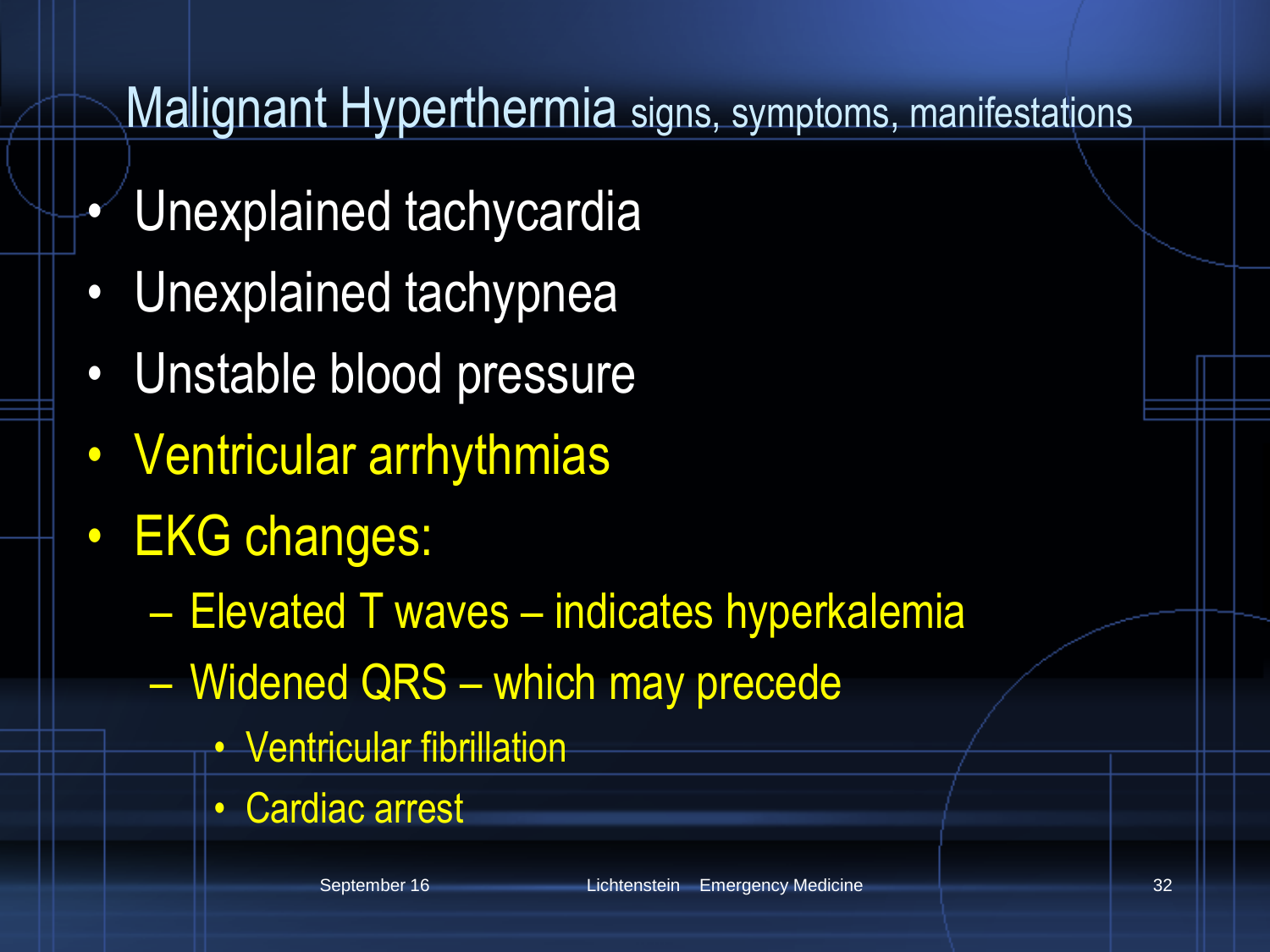# Malignant Hyperthermia signs, symptoms, manifestations

- Unexplained tachycardia
- Unexplained tachypnea
- Unstable blood pressure
- Ventricular arrhythmias
- EKG changes:
  - Elevated T waves – indicates hyperkalemia
  - Widened QRS – which may precede
    - Ventricular fibrillation
    - Cardiac arrest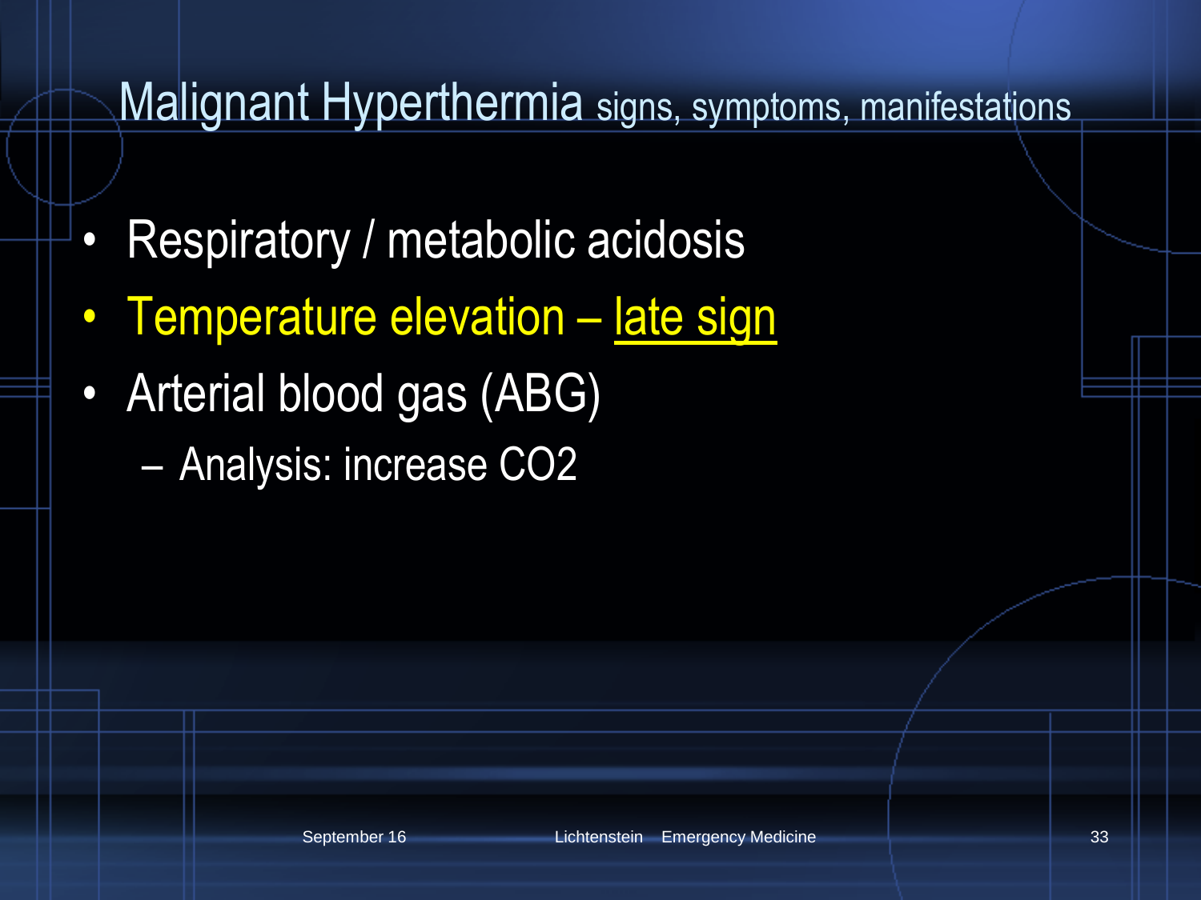# Malignant Hyperthermia signs, symptoms, manifestations

- Respiratory / metabolic acidosis
- Temperature elevation – late sign
- Arterial blood gas (ABG)
  - Analysis: increase $CO_2$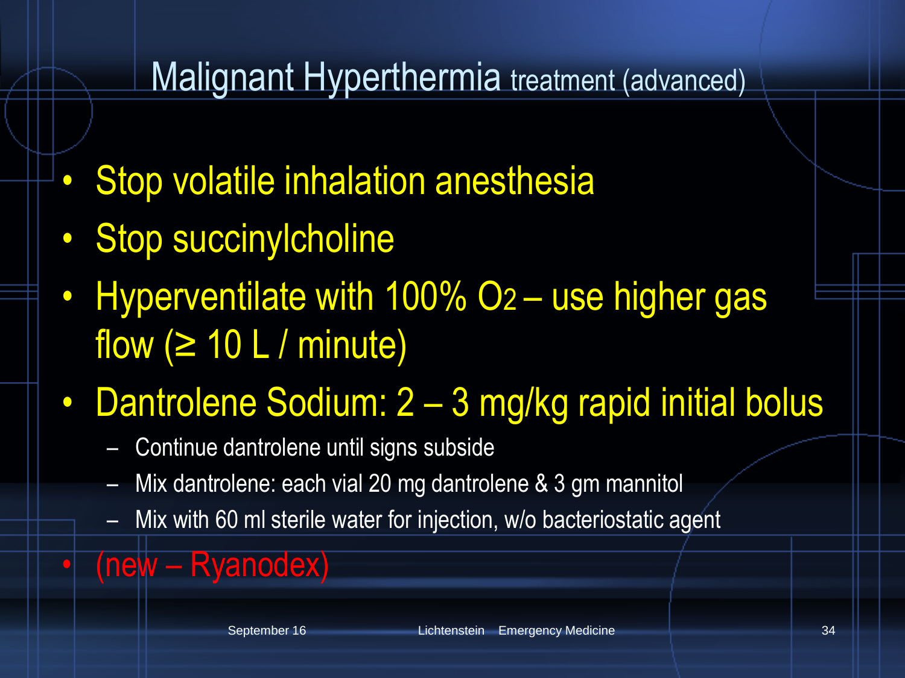# Malignant Hyperthermia treatment (advanced)

- Stop volatile inhalation anesthesia
- Stop succinylcholine
- Hyperventilate with 100% $O_2$ – use higher gas flow (≥ 10 L / minute)
- Dantrolene Sodium: 2 – 3 mg/kg rapid initial bolus
  - Continue dantrolene until signs subside
  - Mix dantrolene: each vial 20 mg dantrolene & 3 gm mannitol
  - Mix with 60 ml sterile water for injection, w/o bacteriostatic agent
- (new – Ryanodex)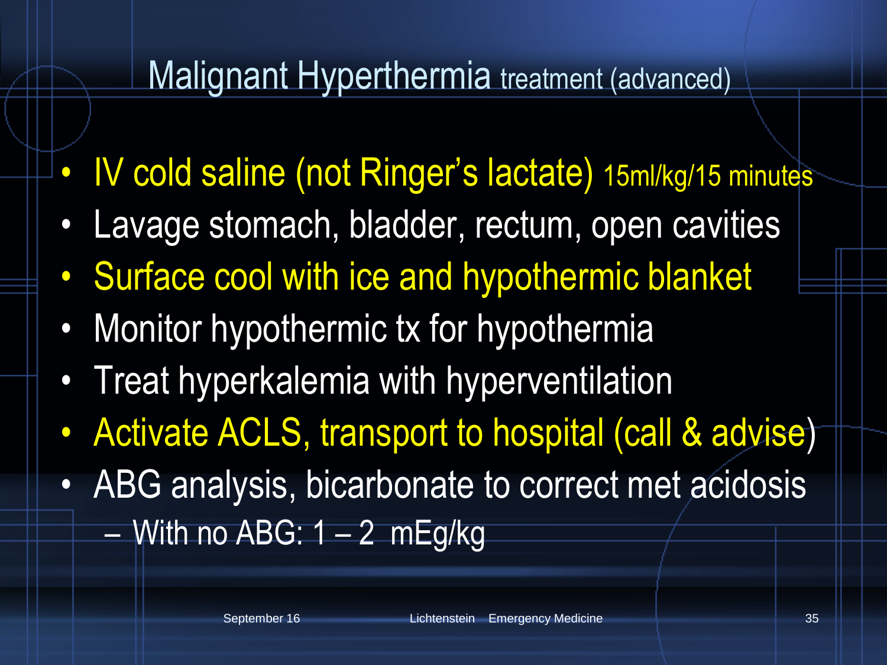# Malignant Hyperthermia treatment (advanced)

- IV cold saline (not Ringer's lactate) 15ml/kg/15 minutes
- Lavage stomach, bladder, rectum, open cavities
- Surface cool with ice and hypothermic blanket
- Monitor hypothermic tx for hypothermia
- Treat hyperkalemia with hyperventilation
- Activate ACLS, transport to hospital (call & advise)
- ABG analysis, bicarbonate to correct met acidosis
  - With no ABG: 1 – 2 mEg/kg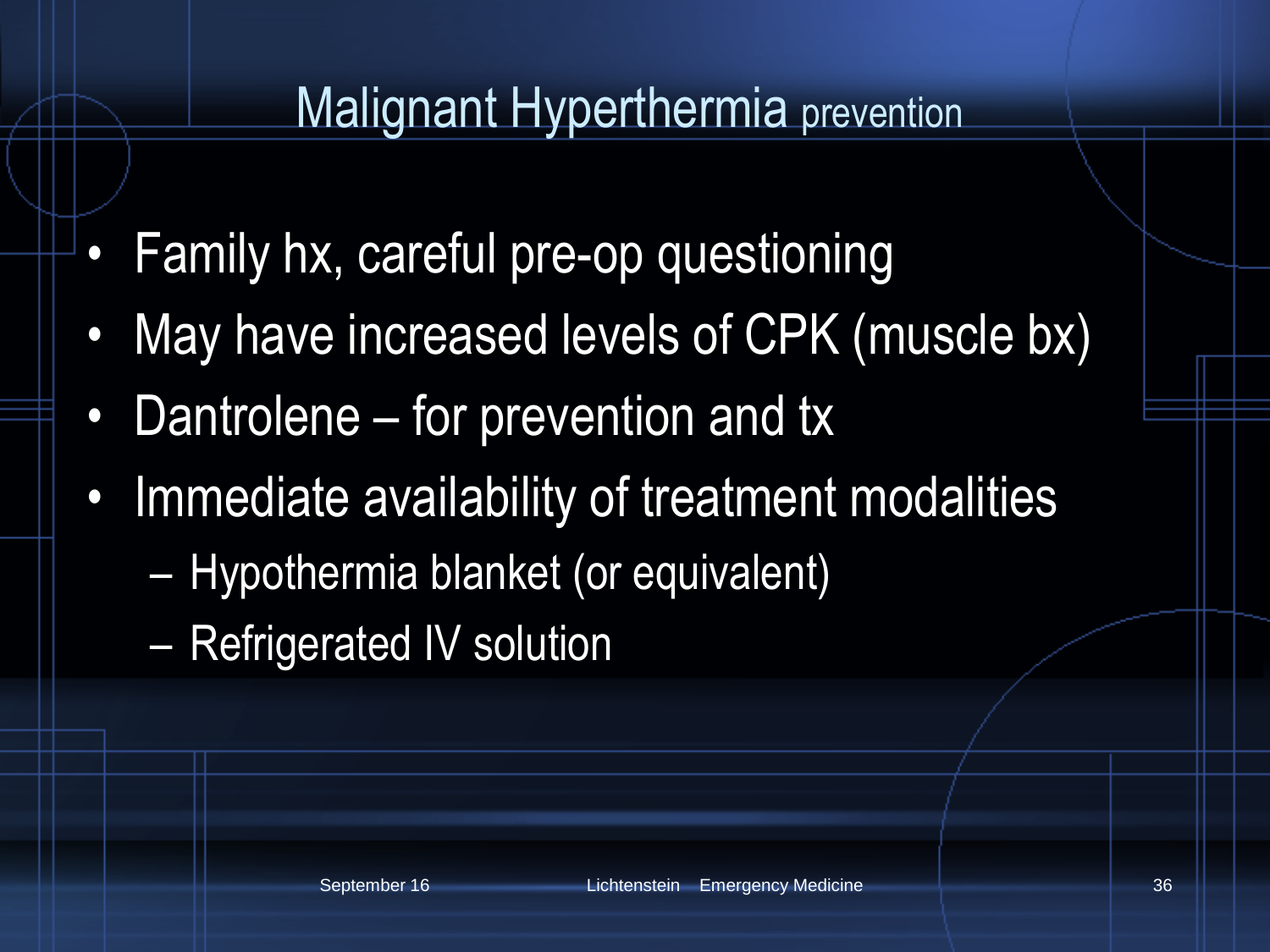# Malignant Hyperthermia prevention

- Family hx, careful pre-op questioning
- May have increased levels of CPK (muscle bx)
- Dantrolene – for prevention and tx
- Immediate availability of treatment modalities
  - Hypothermia blanket (or equivalent)
  - Refrigerated IV solution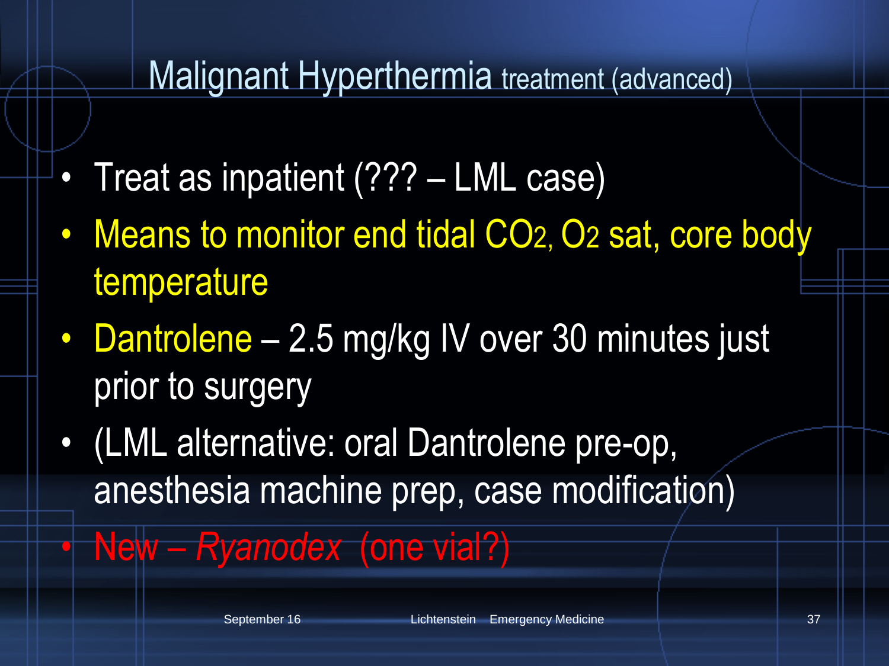# Malignant Hyperthermia treatment (advanced)

- Treat as inpatient (??? – LML case)
- Means to monitor end tidal $CO_2$, $O_2$ sat, core body temperature
- Dantrolene – 2.5 mg/kg IV over 30 minutes just prior to surgery
- (LML alternative: oral Dantrolene pre-op, anesthesia machine prep, case modification)
- New – *Ryanodex* (one vial?)